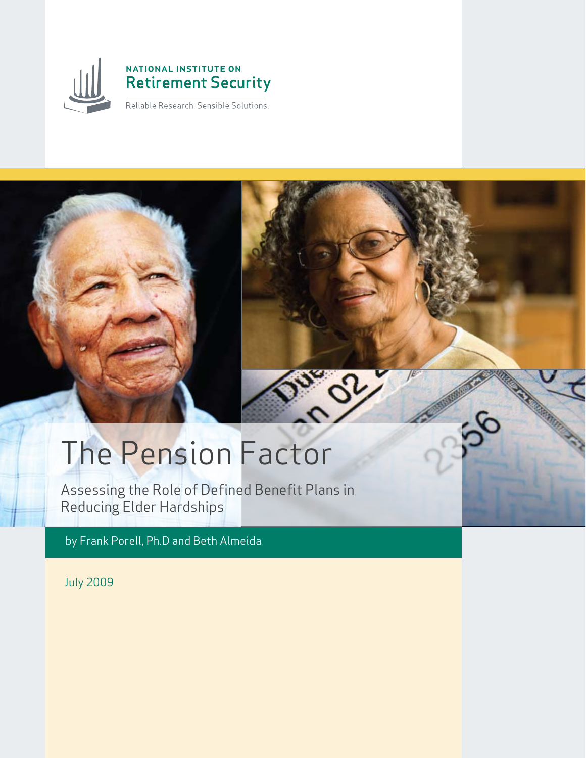NATIONAL INSTITUTE ON
Retirement Security

Reliable Research. Sensible Solutions.

# The Pension Factor

## Assessing the Role of Defined Benefit Plans in Reducing Elder Hardships

by Frank Porell, Ph.D and Beth Almeida

July 2009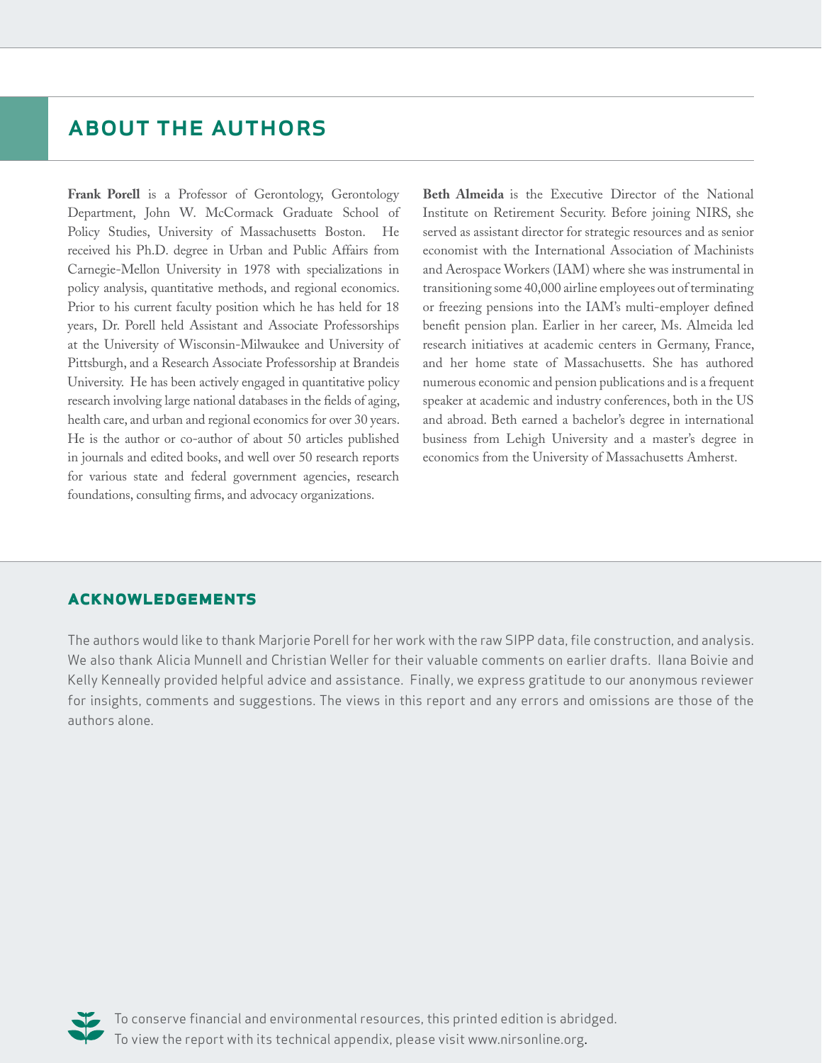## ABOUT THE AUTHORS

**Frank Porell** is a Professor of Gerontology, Gerontology Department, John W. McCormack Graduate School of Policy Studies, University of Massachusetts Boston. He received his Ph.D. degree in Urban and Public Affairs from Carnegie-Mellon University in 1978 with specializations in policy analysis, quantitative methods, and regional economics. Prior to his current faculty position which he has held for 18 years, Dr. Porell held Assistant and Associate Professorships at the University of Wisconsin-Milwaukee and University of Pittsburgh, and a Research Associate Professorship at Brandeis University. He has been actively engaged in quantitative policy research involving large national databases in the fields of aging, health care, and urban and regional economics for over 30 years. He is the author or co-author of about 50 articles published in journals and edited books, and well over 50 research reports for various state and federal government agencies, research foundations, consulting firms, and advocacy organizations.

**Beth Almeida** is the Executive Director of the National Institute on Retirement Security. Before joining NIRS, she served as assistant director for strategic resources and as senior economist with the International Association of Machinists and Aerospace Workers (IAM) where she was instrumental in transitioning some 40,000 airline employees out of terminating or freezing pensions into the IAM's multi-employer defined benefit pension plan. Earlier in her career, Ms. Almeida led research initiatives at academic centers in Germany, France, and her home state of Massachusetts. She has authored numerous economic and pension publications and is a frequent speaker at academic and industry conferences, both in the US and abroad. Beth earned a bachelor's degree in international business from Lehigh University and a master's degree in economics from the University of Massachusetts Amherst.

### ACKNOWLEDGEMENTS

The authors would like to thank Marjorie Porell for her work with the raw SIPP data, file construction, and analysis. We also thank Alicia Munnell and Christian Weller for their valuable comments on earlier drafts. Ilana Boivie and Kelly Kenneally provided helpful advice and assistance. Finally, we express gratitude to our anonymous reviewer for insights, comments and suggestions. The views in this report and any errors and omissions are those of the authors alone.

To conserve financial and environmental resources, this printed edition is abridged.
To view the report with its technical appendix, please visit www.nirsonline.org.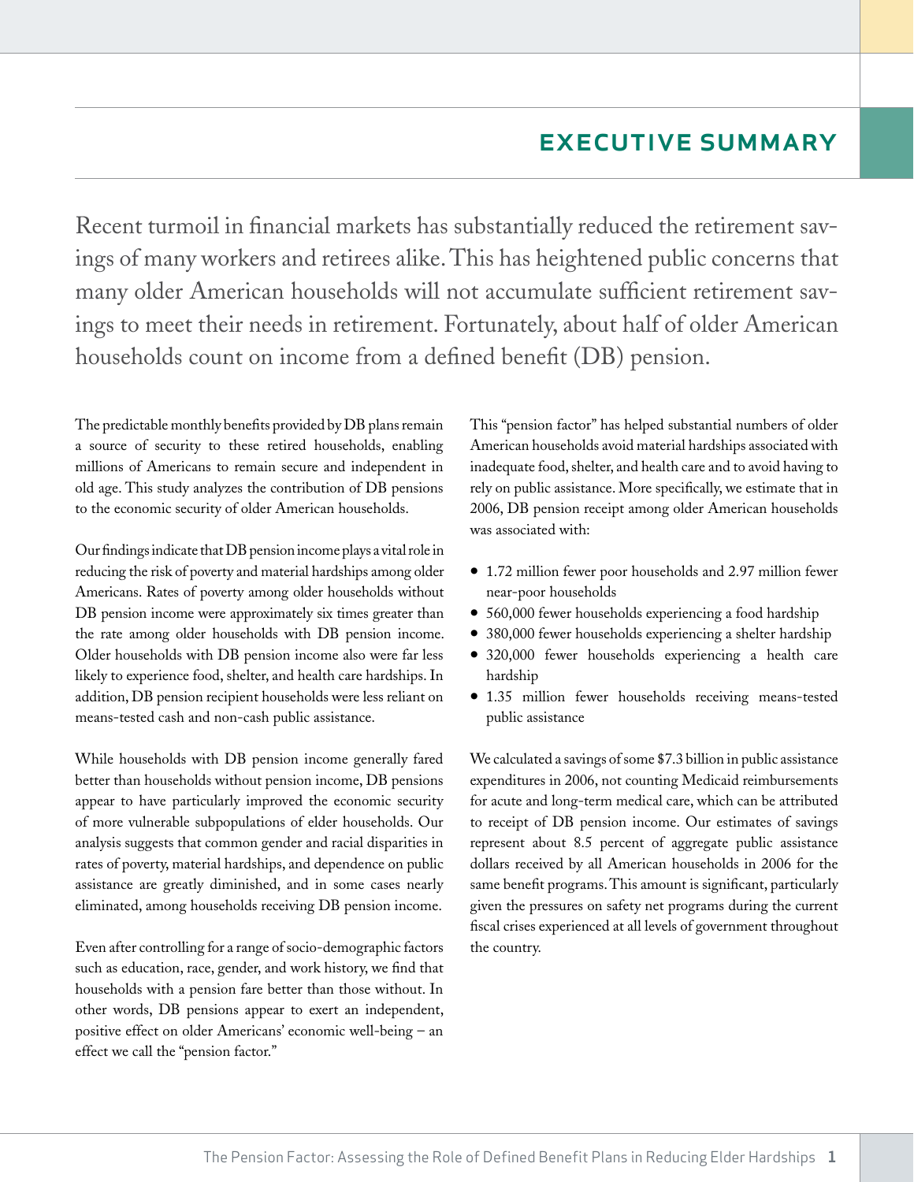## EXECUTIVE SUMMARY

Recent turmoil in financial markets has substantially reduced the retirement savings of many workers and retirees alike. This has heightened public concerns that many older American households will not accumulate sufficient retirement savings to meet their needs in retirement. Fortunately, about half of older American households count on income from a defined benefit (DB) pension.

The predictable monthly benefits provided by DB plans remain a source of security to these retired households, enabling millions of Americans to remain secure and independent in old age. This study analyzes the contribution of DB pensions to the economic security of older American households.

Our findings indicate that DB pension income plays a vital role in reducing the risk of poverty and material hardships among older Americans. Rates of poverty among older households without DB pension income were approximately six times greater than the rate among older households with DB pension income. Older households with DB pension income also were far less likely to experience food, shelter, and health care hardships. In addition, DB pension recipient households were less reliant on means-tested cash and non-cash public assistance.

While households with DB pension income generally fared better than households without pension income, DB pensions appear to have particularly improved the economic security of more vulnerable subpopulations of elder households. Our analysis suggests that common gender and racial disparities in rates of poverty, material hardships, and dependence on public assistance are greatly diminished, and in some cases nearly eliminated, among households receiving DB pension income.

Even after controlling for a range of socio-demographic factors such as education, race, gender, and work history, we find that households with a pension fare better than those without. In other words, DB pensions appear to exert an independent, positive effect on older Americans' economic well-being – an effect we call the "pension factor."

This "pension factor" has helped substantial numbers of older American households avoid material hardships associated with inadequate food, shelter, and health care and to avoid having to rely on public assistance. More specifically, we estimate that in 2006, DB pension receipt among older American households was associated with:

- 1.72 million fewer poor households and 2.97 million fewer near-poor households
- 560,000 fewer households experiencing a food hardship
- 380,000 fewer households experiencing a shelter hardship
- 320,000 fewer households experiencing a health care hardship
- 1.35 million fewer households receiving means-tested public assistance

We calculated a savings of some $7.3 billion in public assistance expenditures in 2006, not counting Medicaid reimbursements for acute and long-term medical care, which can be attributed to receipt of DB pension income. Our estimates of savings represent about 8.5 percent of aggregate public assistance dollars received by all American households in 2006 for the same benefit programs. This amount is significant, particularly given the pressures on safety net programs during the current fiscal crises experienced at all levels of government throughout the country.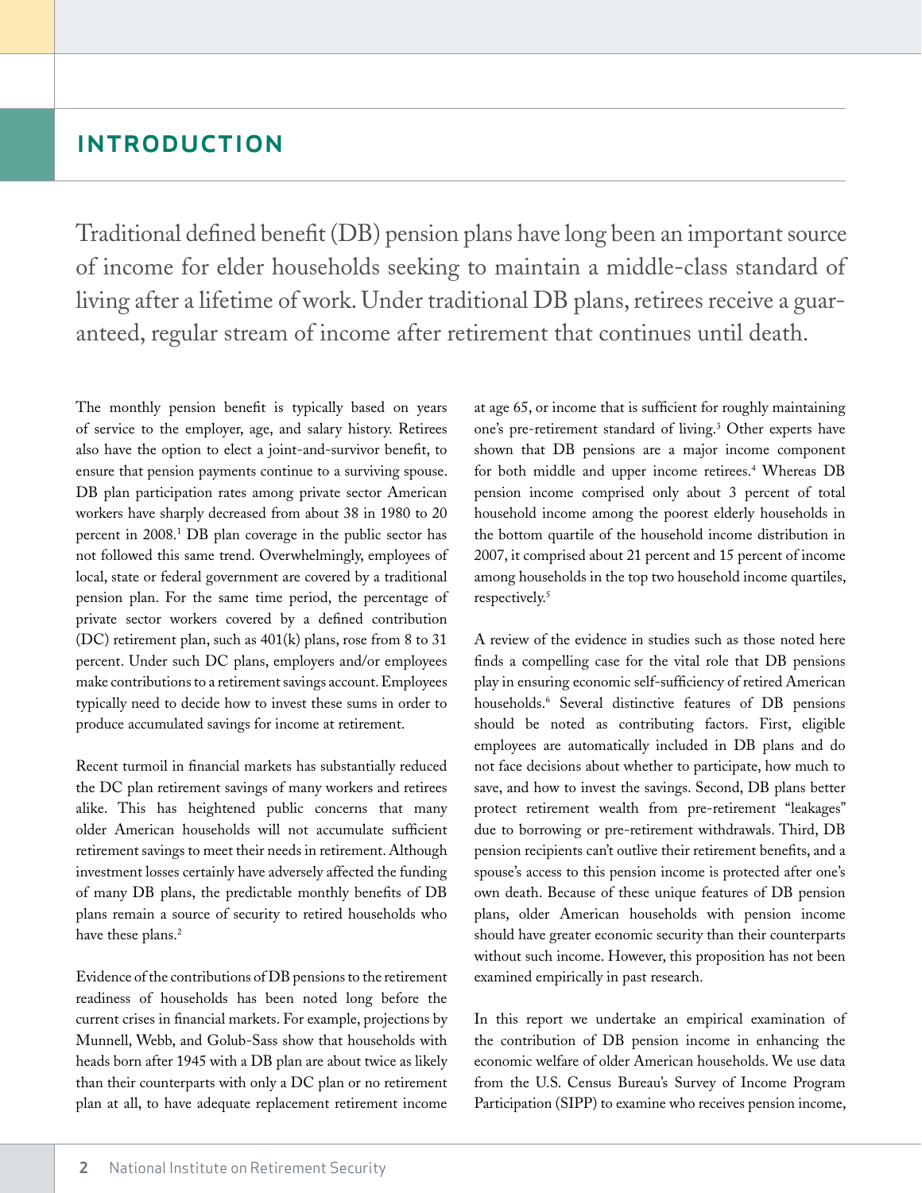# INTRODUCTION

Traditional defined benefit (DB) pension plans have long been an important source of income for elder households seeking to maintain a middle-class standard of living after a lifetime of work. Under traditional DB plans, retirees receive a guaranteed, regular stream of income after retirement that continues until death.

The monthly pension benefit is typically based on years of service to the employer, age, and salary history. Retirees also have the option to elect a joint-and-survivor benefit, to ensure that pension payments continue to a surviving spouse. DB plan participation rates among private sector American workers have sharply decreased from about 38 in 1980 to 20 percent in 2008.[1] DB plan coverage in the public sector has not followed this same trend. Overwhelmingly, employees of local, state or federal government are covered by a traditional pension plan. For the same time period, the percentage of private sector workers covered by a defined contribution (DC) retirement plan, such as 401(k) plans, rose from 8 to 31 percent. Under such DC plans, employers and/or employees make contributions to a retirement savings account. Employees typically need to decide how to invest these sums in order to produce accumulated savings for income at retirement.

Recent turmoil in financial markets has substantially reduced the DC plan retirement savings of many workers and retirees alike. This has heightened public concerns that many older American households will not accumulate sufficient retirement savings to meet their needs in retirement. Although investment losses certainly have adversely affected the funding of many DB plans, the predictable monthly benefits of DB plans remain a source of security to retired households who have these plans.[2]

Evidence of the contributions of DB pensions to the retirement readiness of households has been noted long before the current crises in financial markets. For example, projections by Munnell, Webb, and Golub-Sass show that households with heads born after 1945 with a DB plan are about twice as likely than their counterparts with only a DC plan or no retirement plan at all, to have adequate replacement retirement income at age 65, or income that is sufficient for roughly maintaining one's pre-retirement standard of living.[3] Other experts have shown that DB pensions are a major income component for both middle and upper income retirees.[4] Whereas DB pension income comprised only about 3 percent of total household income among the poorest elderly households in the bottom quartile of the household income distribution in 2007, it comprised about 21 percent and 15 percent of income among households in the top two household income quartiles, respectively.[5]

A review of the evidence in studies such as those noted here finds a compelling case for the vital role that DB pensions play in ensuring economic self-sufficiency of retired American households.[6] Several distinctive features of DB pensions should be noted as contributing factors. First, eligible employees are automatically included in DB plans and do not face decisions about whether to participate, how much to save, and how to invest the savings. Second, DB plans better protect retirement wealth from pre-retirement "leakages" due to borrowing or pre-retirement withdrawals. Third, DB pension recipients can't outlive their retirement benefits, and a spouse's access to this pension income is protected after one's own death. Because of these unique features of DB pension plans, older American households with pension income should have greater economic security than their counterparts without such income. However, this proposition has not been examined empirically in past research.

In this report we undertake an empirical examination of the contribution of DB pension income in enhancing the economic welfare of older American households. We use data from the U.S. Census Bureau's Survey of Income Program Participation (SIPP) to examine who receives pension income,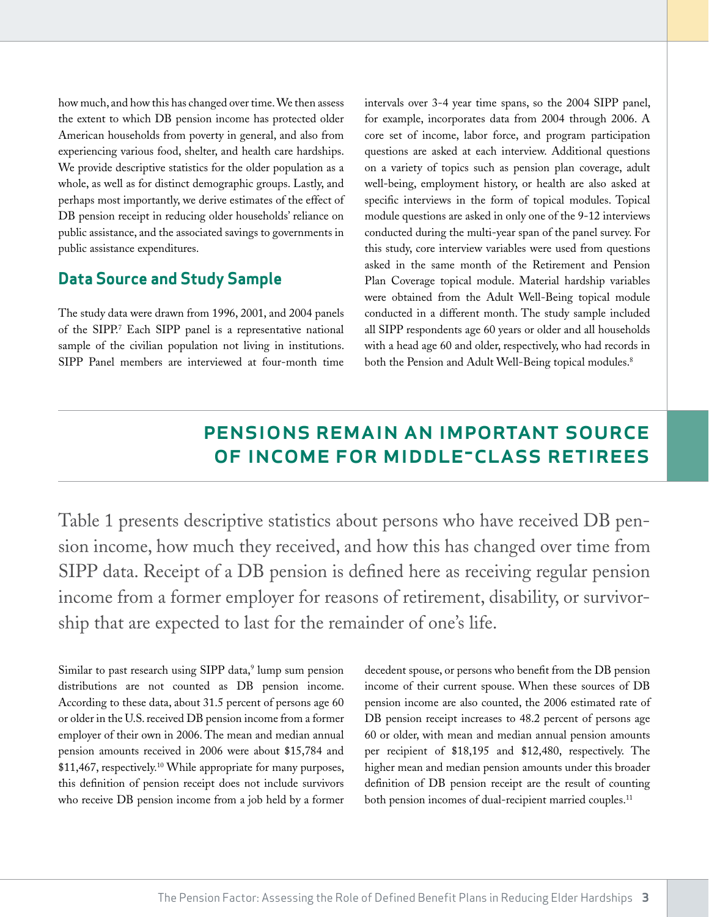how much, and how this has changed over time. We then assess the extent to which DB pension income has protected older American households from poverty in general, and also from experiencing various food, shelter, and health care hardships. We provide descriptive statistics for the older population as a whole, as well as for distinct demographic groups. Lastly, and perhaps most importantly, we derive estimates of the effect of DB pension receipt in reducing older households' reliance on public assistance, and the associated savings to governments in public assistance expenditures.

## Data Source and Study Sample

The study data were drawn from 1996, 2001, and 2004 panels of the SIPP.[7] Each SIPP panel is a representative national sample of the civilian population not living in institutions. SIPP Panel members are interviewed at four-month time intervals over 3-4 year time spans, so the 2004 SIPP panel, for example, incorporates data from 2004 through 2006. A core set of income, labor force, and program participation questions are asked at each interview. Additional questions on a variety of topics such as pension plan coverage, adult well-being, employment history, or health are also asked at specific interviews in the form of topical modules. Topical module questions are asked in only one of the 9-12 interviews conducted during the multi-year span of the panel survey. For this study, core interview variables were used from questions asked in the same month of the Retirement and Pension Plan Coverage topical module. Material hardship variables were obtained from the Adult Well-Being topical module conducted in a different month. The study sample included all SIPP respondents age 60 years or older and all households with a head age 60 and older, respectively, who had records in both the Pension and Adult Well-Being topical modules.[8]

## PENSIONS REMAIN AN IMPORTANT SOURCE OF INCOME FOR MIDDLE-CLASS RETIREES

Table 1 presents descriptive statistics about persons who have received DB pension income, how much they received, and how this has changed over time from SIPP data. Receipt of a DB pension is defined here as receiving regular pension income from a former employer for reasons of retirement, disability, or survivorship that are expected to last for the remainder of one's life.

Similar to past research using SIPP data,[9] lump sum pension distributions are not counted as DB pension income. According to these data, about 31.5 percent of persons age 60 or older in the U.S. received DB pension income from a former employer of their own in 2006. The mean and median annual pension amounts received in 2006 were about $15,784 and $11,467, respectively.[10] While appropriate for many purposes, this definition of pension receipt does not include survivors who receive DB pension income from a job held by a former decedent spouse, or persons who benefit from the DB pension income of their current spouse. When these sources of DB pension income are also counted, the 2006 estimated rate of DB pension receipt increases to 48.2 percent of persons age 60 or older, with mean and median annual pension amounts per recipient of $18,195 and $12,480, respectively. The higher mean and median pension amounts under this broader definition of DB pension receipt are the result of counting both pension incomes of dual-recipient married couples.[11]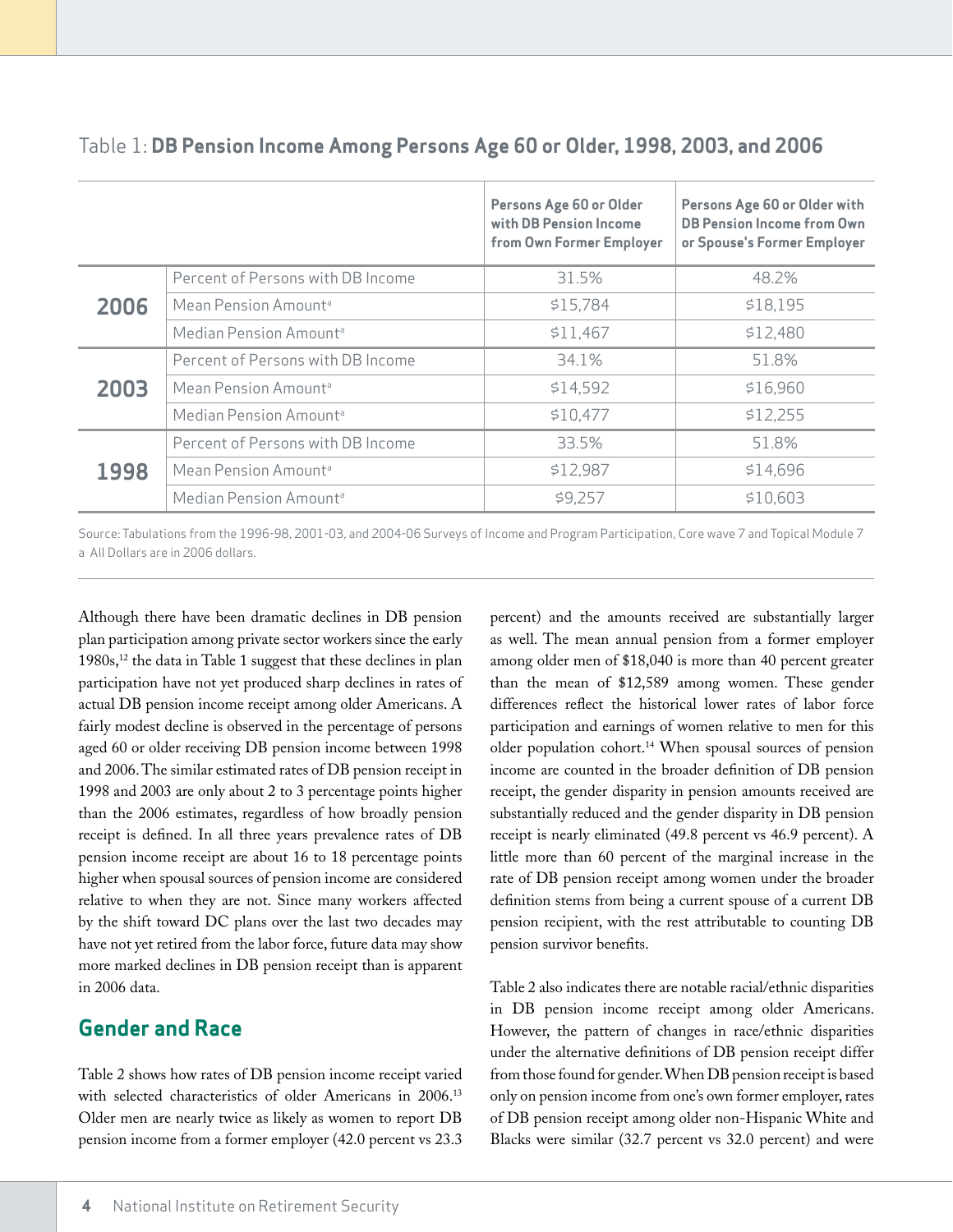Table 1: **DB Pension Income Among Persons Age 60 or Older, 1998, 2003, and 2006**

| | | Persons Age 60 or Older with DB Pension Income from Own Former Employer | Persons Age 60 or Older with DB Pension Income from Own or Spouse's Former Employer |
|---|---|---|---|
| **2006** | Percent of Persons with DB Income | 31.5% | 48.2% |
| | Mean Pension Amount[a] | $15,784 | $18,195 |
| | Median Pension Amount[a] | $11,467 | $12,480 |
| **2003** | Percent of Persons with DB Income | 34.1% | 51.8% |
| | Mean Pension Amount[a] | $14,592 | $16,960 |
| | Median Pension Amount[a] | $10,477 | $12,255 |
| **1998** | Percent of Persons with DB Income | 33.5% | 51.8% |
| | Mean Pension Amount[a] | $12,987 | $14,696 |
| | Median Pension Amount[a] | $9,257 | $10,603 |

Source: Tabulations from the 1996-98, 2001-03, and 2004-06 Surveys of Income and Program Participation, Core wave 7 and Topical Module 7
a All Dollars are in 2006 dollars.

Although there have been dramatic declines in DB pension plan participation among private sector workers since the early 1980s,[12] the data in Table 1 suggest that these declines in plan participation have not yet produced sharp declines in rates of actual DB pension income receipt among older Americans. A fairly modest decline is observed in the percentage of persons aged 60 or older receiving DB pension income between 1998 and 2006. The similar estimated rates of DB pension receipt in 1998 and 2003 are only about 2 to 3 percentage points higher than the 2006 estimates, regardless of how broadly pension receipt is defined. In all three years prevalence rates of DB pension income receipt are about 16 to 18 percentage points higher when spousal sources of pension income are considered relative to when they are not. Since many workers affected by the shift toward DC plans over the last two decades may have not yet retired from the labor force, future data may show more marked declines in DB pension receipt than is apparent in 2006 data.

## Gender and Race

Table 2 shows how rates of DB pension income receipt varied with selected characteristics of older Americans in 2006.[13] Older men are nearly twice as likely as women to report DB pension income from a former employer (42.0 percent vs 23.3 percent) and the amounts received are substantially larger as well. The mean annual pension from a former employer among older men of $18,040 is more than 40 percent greater than the mean of $12,589 among women. These gender differences reflect the historical lower rates of labor force participation and earnings of women relative to men for this older population cohort.[14] When spousal sources of pension income are counted in the broader definition of DB pension receipt, the gender disparity in pension amounts received are substantially reduced and the gender disparity in DB pension receipt is nearly eliminated (49.8 percent vs 46.9 percent). A little more than 60 percent of the marginal increase in the rate of DB pension receipt among women under the broader definition stems from being a current spouse of a current DB pension recipient, with the rest attributable to counting DB pension survivor benefits.

Table 2 also indicates there are notable racial/ethnic disparities in DB pension income receipt among older Americans. However, the pattern of changes in race/ethnic disparities under the alternative definitions of DB pension receipt differ from those found for gender. When DB pension receipt is based only on pension income from one's own former employer, rates of DB pension receipt among older non-Hispanic White and Blacks were similar (32.7 percent vs 32.0 percent) and were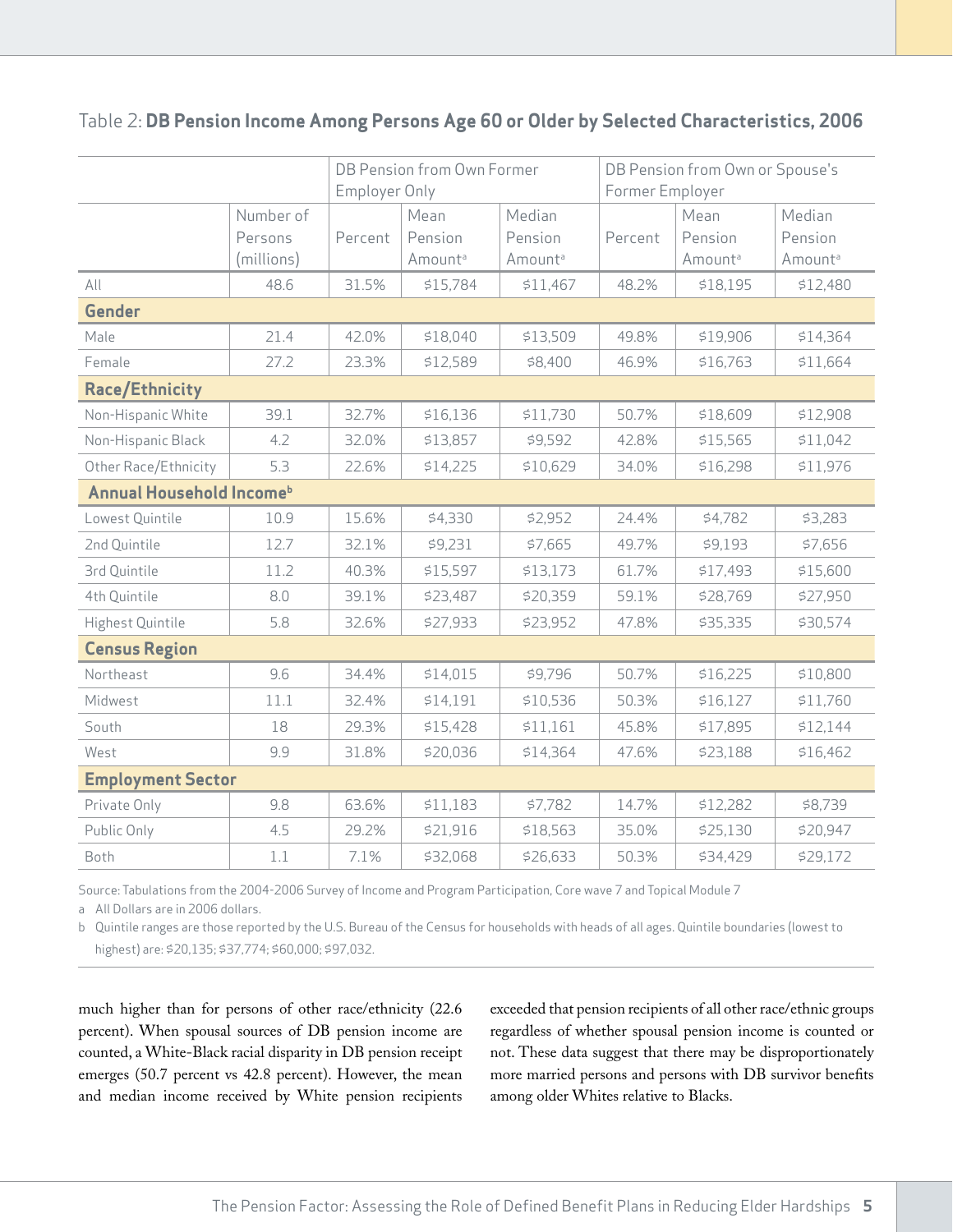Table 2: **DB Pension Income Among Persons Age 60 or Older by Selected Characteristics, 2006**

| | | DB Pension from Own Former Employer Only | | | DB Pension from Own or Spouse's Former Employer | | |
|---|---|---|---|---|---|---|---|
| | Number of Persons (millions) | Percent | Mean Pension Amount[a] | Median Pension Amount[a] | Percent | Mean Pension Amount[a] | Median Pension Amount[a] |
| All | 48.6 | 31.5% | $15,784 | $11,467 | 48.2% | $18,195 | $12,480 |
| **Gender** | | | | | | | |
| Male | 21.4 | 42.0% | $18,040 | $13,509 | 49.8% | $19,906 | $14,364 |
| Female | 27.2 | 23.3% | $12,589 | $8,400 | 46.9% | $16,763 | $11,664 |
| **Race/Ethnicity** | | | | | | | |
| Non-Hispanic White | 39.1 | 32.7% | $16,136 | $11,730 | 50.7% | $18,609 | $12,908 |
| Non-Hispanic Black | 4.2 | 32.0% | $13,857 | $9,592 | 42.8% | $15,565 | $11,042 |
| Other Race/Ethnicity | 5.3 | 22.6% | $14,225 | $10,629 | 34.0% | $16,298 | $11,976 |
| **Annual Household Income[b]** | | | | | | | |
| Lowest Quintile | 10.9 | 15.6% | $4,330 | $2,952 | 24.4% | $4,782 | $3,283 |
| 2nd Quintile | 12.7 | 32.1% | $9,231 | $7,665 | 49.7% | $9,193 | $7,656 |
| 3rd Quintile | 11.2 | 40.3% | $15,597 | $13,173 | 61.7% | $17,493 | $15,600 |
| 4th Quintile | 8.0 | 39.1% | $23,487 | $20,359 | 59.1% | $28,769 | $27,950 |
| Highest Quintile | 5.8 | 32.6% | $27,933 | $23,952 | 47.8% | $35,335 | $30,574 |
| **Census Region** | | | | | | | |
| Northeast | 9.6 | 34.4% | $14,015 | $9,796 | 50.7% | $16,225 | $10,800 |
| Midwest | 11.1 | 32.4% | $14,191 | $10,536 | 50.3% | $16,127 | $11,760 |
| South | 18 | 29.3% | $15,428 | $11,161 | 45.8% | $17,895 | $12,144 |
| West | 9.9 | 31.8% | $20,036 | $14,364 | 47.6% | $23,188 | $16,462 |
| **Employment Sector** | | | | | | | |
| Private Only | 9.8 | 63.6% | $11,183 | $7,782 | 14.7% | $12,282 | $8,739 |
| Public Only | 4.5 | 29.2% | $21,916 | $18,563 | 35.0% | $25,130 | $20,947 |
| Both | 1.1 | 7.1% | $32,068 | $26,633 | 50.3% | $34,429 | $29,172 |

Source: Tabulations from the 2004-2006 Survey of Income and Program Participation, Core wave 7 and Topical Module 7

a All Dollars are in 2006 dollars.

b Quintile ranges are those reported by the U.S. Bureau of the Census for households with heads of all ages. Quintile boundaries (lowest to highest) are: $20,135; $37,774; $60,000; $97,032.

much higher than for persons of other race/ethnicity (22.6 percent). When spousal sources of DB pension income are counted, a White-Black racial disparity in DB pension receipt emerges (50.7 percent vs 42.8 percent). However, the mean and median income received by White pension recipients exceeded that pension recipients of all other race/ethnic groups regardless of whether spousal pension income is counted or not. These data suggest that there may be disproportionately more married persons and persons with DB survivor benefits among older Whites relative to Blacks.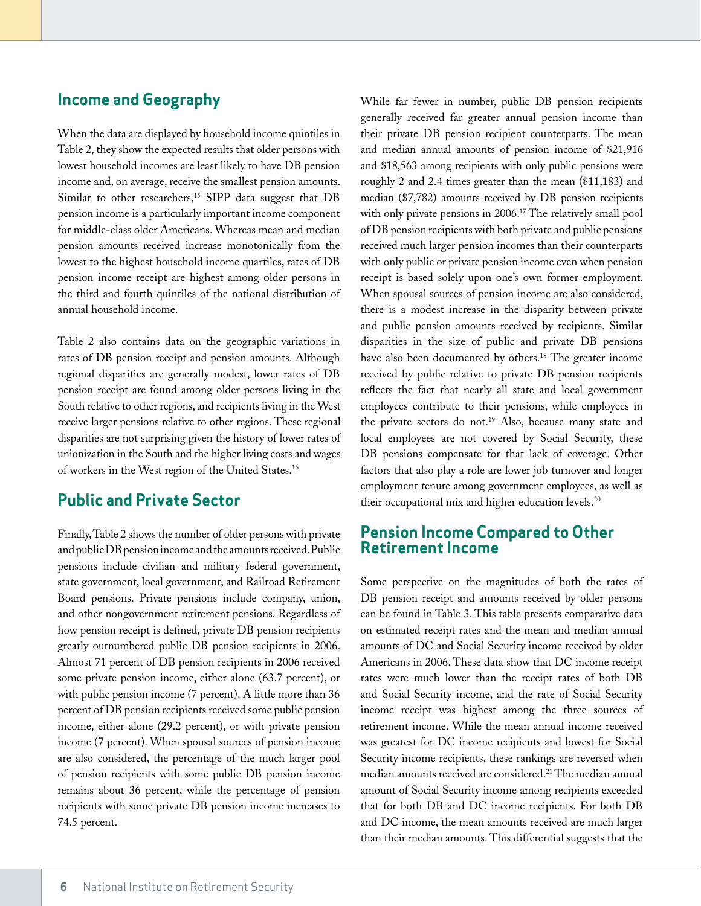## Income and Geography

When the data are displayed by household income quintiles in Table 2, they show the expected results that older persons with lowest household incomes are least likely to have DB pension income and, on average, receive the smallest pension amounts. Similar to other researchers,[15] SIPP data suggest that DB pension income is a particularly important income component for middle-class older Americans. Whereas mean and median pension amounts received increase monotonically from the lowest to the highest household income quartiles, rates of DB pension income receipt are highest among older persons in the third and fourth quintiles of the national distribution of annual household income.

Table 2 also contains data on the geographic variations in rates of DB pension receipt and pension amounts. Although regional disparities are generally modest, lower rates of DB pension receipt are found among older persons living in the South relative to other regions, and recipients living in the West receive larger pensions relative to other regions. These regional disparities are not surprising given the history of lower rates of unionization in the South and the higher living costs and wages of workers in the West region of the United States.[16]

## Public and Private Sector

Finally, Table 2 shows the number of older persons with private and public DB pension income and the amounts received. Public pensions include civilian and military federal government, state government, local government, and Railroad Retirement Board pensions. Private pensions include company, union, and other nongovernment retirement pensions. Regardless of how pension receipt is defined, private DB pension recipients greatly outnumbered public DB pension recipients in 2006. Almost 71 percent of DB pension recipients in 2006 received some private pension income, either alone (63.7 percent), or with public pension income (7 percent). A little more than 36 percent of DB pension recipients received some public pension income, either alone (29.2 percent), or with private pension income (7 percent). When spousal sources of pension income are also considered, the percentage of the much larger pool of pension recipients with some public DB pension income remains about 36 percent, while the percentage of pension recipients with some private DB pension income increases to 74.5 percent.

While far fewer in number, public DB pension recipients generally received far greater annual pension income than their private DB pension recipient counterparts. The mean and median annual amounts of pension income of $21,916 and $18,563 among recipients with only public pensions were roughly 2 and 2.4 times greater than the mean ($11,183) and median ($7,782) amounts received by DB pension recipients with only private pensions in 2006.[17] The relatively small pool of DB pension recipients with both private and public pensions received much larger pension incomes than their counterparts with only public or private pension income even when pension receipt is based solely upon one's own former employment. When spousal sources of pension income are also considered, there is a modest increase in the disparity between private and public pension amounts received by recipients. Similar disparities in the size of public and private DB pensions have also been documented by others.[18] The greater income received by public relative to private DB pension recipients reflects the fact that nearly all state and local government employees contribute to their pensions, while employees in the private sectors do not.[19] Also, because many state and local employees are not covered by Social Security, these DB pensions compensate for that lack of coverage. Other factors that also play a role are lower job turnover and longer employment tenure among government employees, as well as their occupational mix and higher education levels.[20]

## Pension Income Compared to Other Retirement Income

Some perspective on the magnitudes of both the rates of DB pension receipt and amounts received by older persons can be found in Table 3. This table presents comparative data on estimated receipt rates and the mean and median annual amounts of DC and Social Security income received by older Americans in 2006. These data show that DC income receipt rates were much lower than the receipt rates of both DB and Social Security income, and the rate of Social Security income receipt was highest among the three sources of retirement income. While the mean annual income received was greatest for DC income recipients and lowest for Social Security income recipients, these rankings are reversed when median amounts received are considered.[21] The median annual amount of Social Security income among recipients exceeded that for both DB and DC income recipients. For both DB and DC income, the mean amounts received are much larger than their median amounts. This differential suggests that the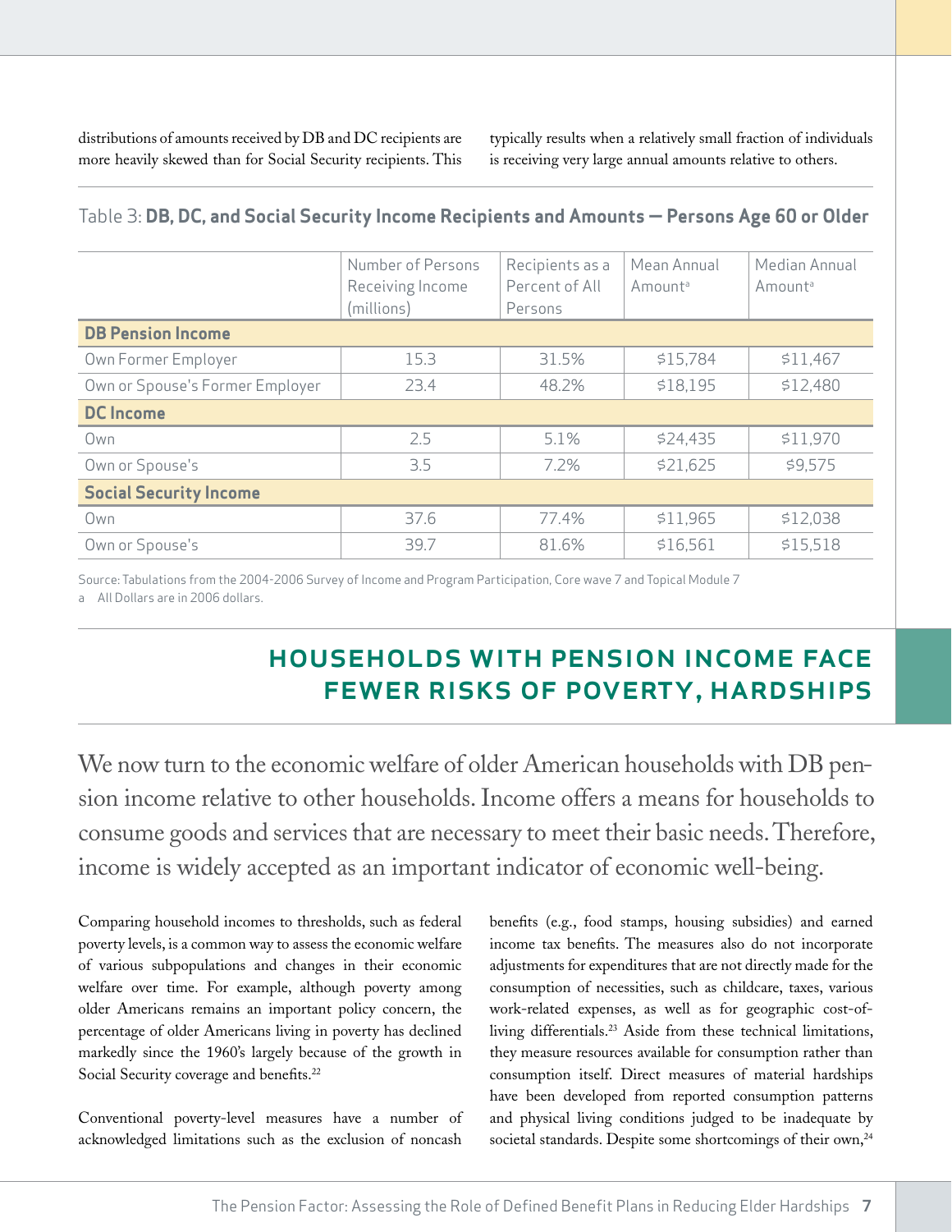distributions of amounts received by DB and DC recipients are more heavily skewed than for Social Security recipients. This typically results when a relatively small fraction of individuals is receiving very large annual amounts relative to others.

Table 3: **DB, DC, and Social Security Income Recipients and Amounts — Persons Age 60 or Older**

| | Number of Persons Receiving Income (millions) | Recipients as a Percent of All Persons | Mean Annual Amount[a] | Median Annual Amount[a] |
|---|---|---|---|---|
| **DB Pension Income** | | | | |
| Own Former Employer | 15.3 | 31.5% | $15,784 | $11,467 |
| Own or Spouse's Former Employer | 23.4 | 48.2% | $18,195 | $12,480 |
| **DC Income** | | | | |
| Own | 2.5 | 5.1% | $24,435 | $11,970 |
| Own or Spouse's | 3.5 | 7.2% | $21,625 | $9,575 |
| **Social Security Income** | | | | |
| Own | 37.6 | 77.4% | $11,965 | $12,038 |
| Own or Spouse's | 39.7 | 81.6% | $16,561 | $15,518 |

Source: Tabulations from the 2004-2006 Survey of Income and Program Participation, Core wave 7 and Topical Module 7

a All Dollars are in 2006 dollars.

## HOUSEHOLDS WITH PENSION INCOME FACE FEWER RISKS OF POVERTY, HARDSHIPS

We now turn to the economic welfare of older American households with DB pension income relative to other households. Income offers a means for households to consume goods and services that are necessary to meet their basic needs. Therefore, income is widely accepted as an important indicator of economic well-being.

Comparing household incomes to thresholds, such as federal poverty levels, is a common way to assess the economic welfare of various subpopulations and changes in their economic welfare over time. For example, although poverty among older Americans remains an important policy concern, the percentage of older Americans living in poverty has declined markedly since the 1960's largely because of the growth in Social Security coverage and benefits.[22]

Conventional poverty-level measures have a number of acknowledged limitations such as the exclusion of noncash benefits (e.g., food stamps, housing subsidies) and earned income tax benefits. The measures also do not incorporate adjustments for expenditures that are not directly made for the consumption of necessities, such as childcare, taxes, various work-related expenses, as well as for geographic cost-of-living differentials.[23] Aside from these technical limitations, they measure resources available for consumption rather than consumption itself. Direct measures of material hardships have been developed from reported consumption patterns and physical living conditions judged to be inadequate by societal standards. Despite some shortcomings of their own,[24]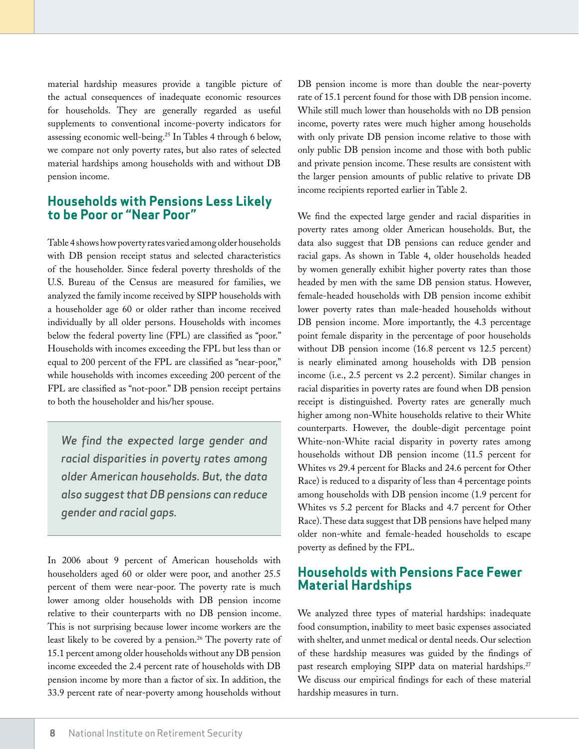material hardship measures provide a tangible picture of the actual consequences of inadequate economic resources for households. They are generally regarded as useful supplements to conventional income-poverty indicators for assessing economic well-being.[25] In Tables 4 through 6 below, we compare not only poverty rates, but also rates of selected material hardships among households with and without DB pension income.

## Households with Pensions Less Likely to be Poor or "Near Poor"

Table 4 shows how poverty rates varied among older households with DB pension receipt status and selected characteristics of the householder. Since federal poverty thresholds of the U.S. Bureau of the Census are measured for families, we analyzed the family income received by SIPP households with a householder age 60 or older rather than income received individually by all older persons. Households with incomes below the federal poverty line (FPL) are classified as "poor." Households with incomes exceeding the FPL but less than or equal to 200 percent of the FPL are classified as "near-poor," while households with incomes exceeding 200 percent of the FPL are classified as "not-poor." DB pension receipt pertains to both the householder and his/her spouse.

> *We find the expected large gender and racial disparities in poverty rates among older American households. But, the data also suggest that DB pensions can reduce gender and racial gaps.*

In 2006 about 9 percent of American households with householders aged 60 or older were poor, and another 25.5 percent of them were near-poor. The poverty rate is much lower among older households with DB pension income relative to their counterparts with no DB pension income. This is not surprising because lower income workers are the least likely to be covered by a pension.[26] The poverty rate of 15.1 percent among older households without any DB pension income exceeded the 2.4 percent rate of households with DB pension income by more than a factor of six. In addition, the 33.9 percent rate of near-poverty among households without DB pension income is more than double the near-poverty rate of 15.1 percent found for those with DB pension income. While still much lower than households with no DB pension income, poverty rates were much higher among households with only private DB pension income relative to those with only public DB pension income and those with both public and private pension income. These results are consistent with the larger pension amounts of public relative to private DB income recipients reported earlier in Table 2.

We find the expected large gender and racial disparities in poverty rates among older American households. But, the data also suggest that DB pensions can reduce gender and racial gaps. As shown in Table 4, older households headed by women generally exhibit higher poverty rates than those headed by men with the same DB pension status. However, female-headed households with DB pension income exhibit lower poverty rates than male-headed households without DB pension income. More importantly, the 4.3 percentage point female disparity in the percentage of poor households without DB pension income (16.8 percent vs 12.5 percent) is nearly eliminated among households with DB pension income (i.e., 2.5 percent vs 2.2 percent). Similar changes in racial disparities in poverty rates are found when DB pension receipt is distinguished. Poverty rates are generally much higher among non-White households relative to their White counterparts. However, the double-digit percentage point White-non-White racial disparity in poverty rates among households without DB pension income (11.5 percent for Whites vs 29.4 percent for Blacks and 24.6 percent for Other Race) is reduced to a disparity of less than 4 percentage points among households with DB pension income (1.9 percent for Whites vs 5.2 percent for Blacks and 4.7 percent for Other Race). These data suggest that DB pensions have helped many older non-white and female-headed households to escape poverty as defined by the FPL.

## Households with Pensions Face Fewer Material Hardships

We analyzed three types of material hardships: inadequate food consumption, inability to meet basic expenses associated with shelter, and unmet medical or dental needs. Our selection of these hardship measures was guided by the findings of past research employing SIPP data on material hardships.[27] We discuss our empirical findings for each of these material hardship measures in turn.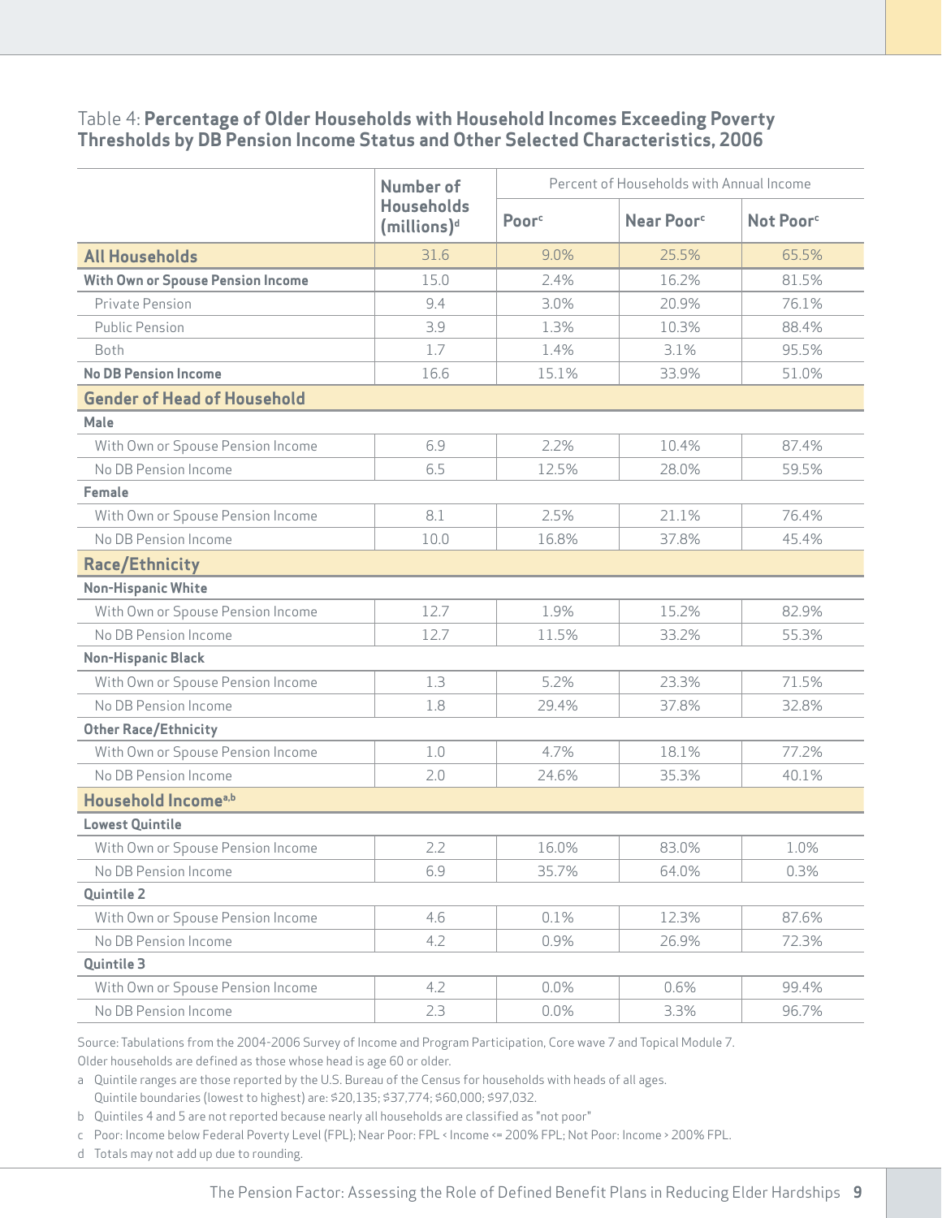Table 4: **Percentage of Older Households with Household Incomes Exceeding Poverty Thresholds by DB Pension Income Status and Other Selected Characteristics, 2006**

| | Number of Households (millions)[d] | Percent of Households with Annual Income | | |
|---|---|---|---|---|
| | | Poor[c] | Near Poor[c] | Not Poor[c] |
| **All Households** | 31.6 | 9.0% | 25.5% | 65.5% |
| **With Own or Spouse Pension Income** | 15.0 | 2.4% | 16.2% | 81.5% |
| Private Pension | 9.4 | 3.0% | 20.9% | 76.1% |
| Public Pension | 3.9 | 1.3% | 10.3% | 88.4% |
| Both | 1.7 | 1.4% | 3.1% | 95.5% |
| **No DB Pension Income** | 16.6 | 15.1% | 33.9% | 51.0% |
| **Gender of Head of Household** | | | | |
| **Male** | | | | |
| With Own or Spouse Pension Income | 6.9 | 2.2% | 10.4% | 87.4% |
| No DB Pension Income | 6.5 | 12.5% | 28.0% | 59.5% |
| **Female** | | | | |
| With Own or Spouse Pension Income | 8.1 | 2.5% | 21.1% | 76.4% |
| No DB Pension Income | 10.0 | 16.8% | 37.8% | 45.4% |
| **Race/Ethnicity** | | | | |
| **Non-Hispanic White** | | | | |
| With Own or Spouse Pension Income | 12.7 | 1.9% | 15.2% | 82.9% |
| No DB Pension Income | 12.7 | 11.5% | 33.2% | 55.3% |
| **Non-Hispanic Black** | | | | |
| With Own or Spouse Pension Income | 1.3 | 5.2% | 23.3% | 71.5% |
| No DB Pension Income | 1.8 | 29.4% | 37.8% | 32.8% |
| **Other Race/Ethnicity** | | | | |
| With Own or Spouse Pension Income | 1.0 | 4.7% | 18.1% | 77.2% |
| No DB Pension Income | 2.0 | 24.6% | 35.3% | 40.1% |
| **Household Income[a,b]** | | | | |
| **Lowest Quintile** | | | | |
| With Own or Spouse Pension Income | 2.2 | 16.0% | 83.0% | 1.0% |
| No DB Pension Income | 6.9 | 35.7% | 64.0% | 0.3% |
| **Quintile 2** | | | | |
| With Own or Spouse Pension Income | 4.6 | 0.1% | 12.3% | 87.6% |
| No DB Pension Income | 4.2 | 0.9% | 26.9% | 72.3% |
| **Quintile 3** | | | | |
| With Own or Spouse Pension Income | 4.2 | 0.0% | 0.6% | 99.4% |
| No DB Pension Income | 2.3 | 0.0% | 3.3% | 96.7% |

Source: Tabulations from the 2004-2006 Survey of Income and Program Participation, Core wave 7 and Topical Module 7.
Older households are defined as those whose head is age 60 or older.

a Quintile ranges are those reported by the U.S. Bureau of the Census for households with heads of all ages. Quintile boundaries (lowest to highest) are: $20,135; $37,774; $60,000; $97,032.

b Quintiles 4 and 5 are not reported because nearly all households are classified as "not poor"

c Poor: Income below Federal Poverty Level (FPL); Near Poor: FPL < Income <= 200% FPL; Not Poor: Income > 200% FPL.

d Totals may not add up due to rounding.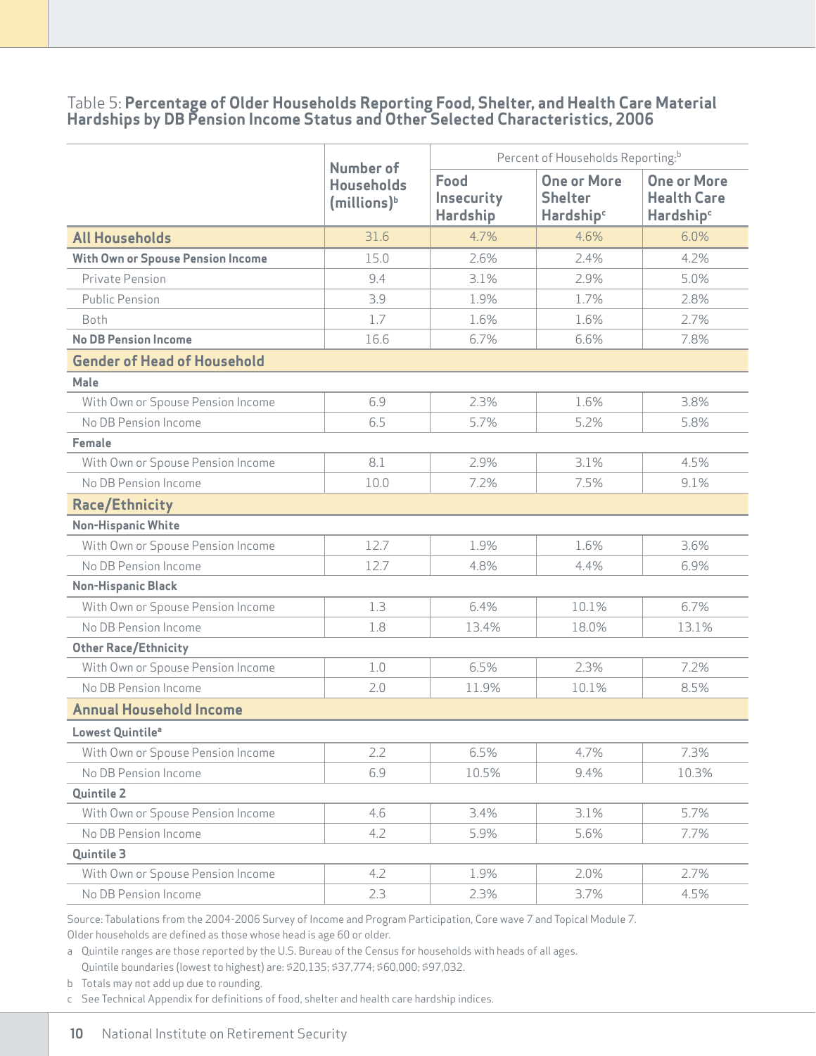Table 5: **Percentage of Older Households Reporting Food, Shelter, and Health Care Material Hardships by DB Pension Income Status and Other Selected Characteristics, 2006**

| | Number of Households (millions)[b] | Percent of Households Reporting:[b] | | |
|---|---|---|---|---|
| | | Food Insecurity Hardship | One or More Shelter Hardship[c] | One or More Health Care Hardship[c] |
| **All Households** | 31.6 | 4.7% | 4.6% | 6.0% |
| **With Own or Spouse Pension Income** | 15.0 | 2.6% | 2.4% | 4.2% |
| Private Pension | 9.4 | 3.1% | 2.9% | 5.0% |
| Public Pension | 3.9 | 1.9% | 1.7% | 2.8% |
| Both | 1.7 | 1.6% | 1.6% | 2.7% |
| **No DB Pension Income** | 16.6 | 6.7% | 6.6% | 7.8% |
| **Gender of Head of Household** | | | | |
| **Male** | | | | |
| With Own or Spouse Pension Income | 6.9 | 2.3% | 1.6% | 3.8% |
| No DB Pension Income | 6.5 | 5.7% | 5.2% | 5.8% |
| **Female** | | | | |
| With Own or Spouse Pension Income | 8.1 | 2.9% | 3.1% | 4.5% |
| No DB Pension Income | 10.0 | 7.2% | 7.5% | 9.1% |
| **Race/Ethnicity** | | | | |
| **Non-Hispanic White** | | | | |
| With Own or Spouse Pension Income | 12.7 | 1.9% | 1.6% | 3.6% |
| No DB Pension Income | 12.7 | 4.8% | 4.4% | 6.9% |
| **Non-Hispanic Black** | | | | |
| With Own or Spouse Pension Income | 1.3 | 6.4% | 10.1% | 6.7% |
| No DB Pension Income | 1.8 | 13.4% | 18.0% | 13.1% |
| **Other Race/Ethnicity** | | | | |
| With Own or Spouse Pension Income | 1.0 | 6.5% | 2.3% | 7.2% |
| No DB Pension Income | 2.0 | 11.9% | 10.1% | 8.5% |
| **Annual Household Income** | | | | |
| **Lowest Quintile[a]** | | | | |
| With Own or Spouse Pension Income | 2.2 | 6.5% | 4.7% | 7.3% |
| No DB Pension Income | 6.9 | 10.5% | 9.4% | 10.3% |
| **Quintile 2** | | | | |
| With Own or Spouse Pension Income | 4.6 | 3.4% | 3.1% | 5.7% |
| No DB Pension Income | 4.2 | 5.9% | 5.6% | 7.7% |
| **Quintile 3** | | | | |
| With Own or Spouse Pension Income | 4.2 | 1.9% | 2.0% | 2.7% |
| No DB Pension Income | 2.3 | 2.3% | 3.7% | 4.5% |

Source: Tabulations from the 2004-2006 Survey of Income and Program Participation, Core wave 7 and Topical Module 7.
Older households are defined as those whose head is age 60 or older.

a Quintile ranges are those reported by the U.S. Bureau of the Census for households with heads of all ages.
Quintile boundaries (lowest to highest) are: $20,135; $37,774; $60,000; $97,032.

b Totals may not add up due to rounding.

c See Technical Appendix for definitions of food, shelter and health care hardship indices.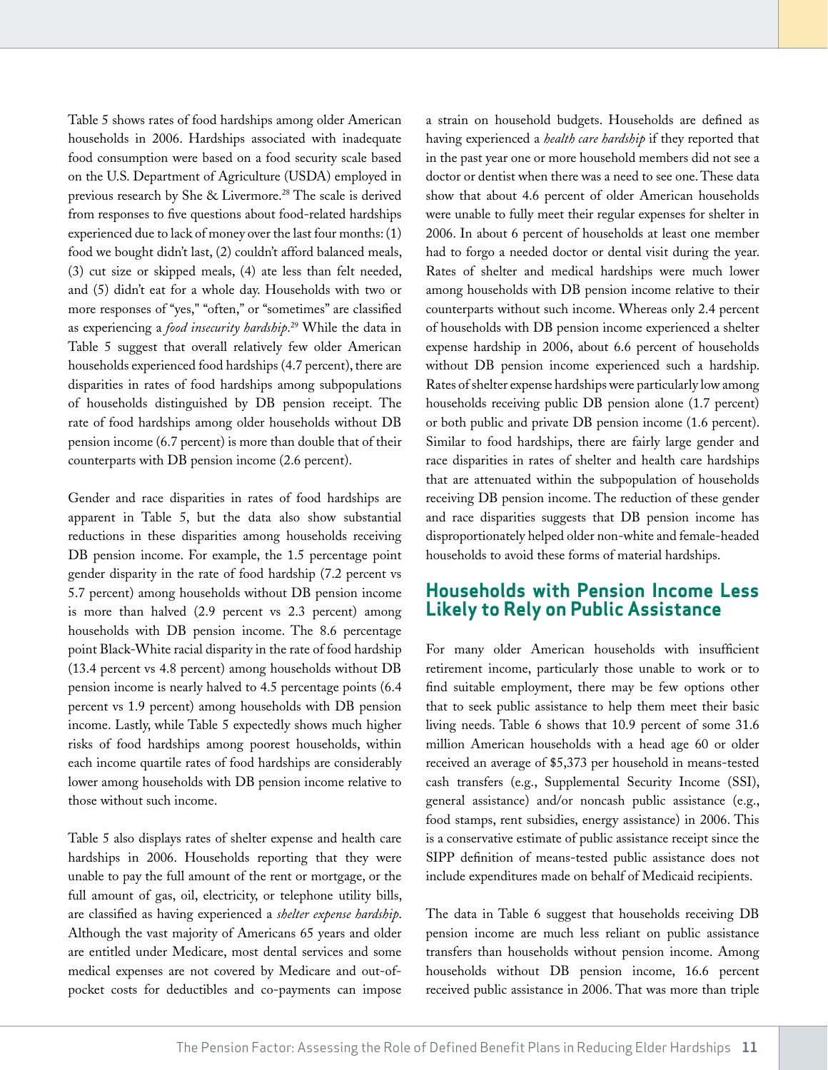Table 5 shows rates of food hardships among older American households in 2006. Hardships associated with inadequate food consumption were based on a food security scale based on the U.S. Department of Agriculture (USDA) employed in previous research by She & Livermore.[28] The scale is derived from responses to five questions about food-related hardships experienced due to lack of money over the last four months: (1) food we bought didn't last, (2) couldn't afford balanced meals, (3) cut size or skipped meals, (4) ate less than felt needed, and (5) didn't eat for a whole day. Households with two or more responses of "yes," "often," or "sometimes" are classified as experiencing a *food insecurity hardship*.[29] While the data in Table 5 suggest that overall relatively few older American households experienced food hardships (4.7 percent), there are disparities in rates of food hardships among subpopulations of households distinguished by DB pension receipt. The rate of food hardships among older households without DB pension income (6.7 percent) is more than double that of their counterparts with DB pension income (2.6 percent).

Gender and race disparities in rates of food hardships are apparent in Table 5, but the data also show substantial reductions in these disparities among households receiving DB pension income. For example, the 1.5 percentage point gender disparity in the rate of food hardship (7.2 percent vs 5.7 percent) among households without DB pension income is more than halved (2.9 percent vs 2.3 percent) among households with DB pension income. The 8.6 percentage point Black-White racial disparity in the rate of food hardship (13.4 percent vs 4.8 percent) among households without DB pension income is nearly halved to 4.5 percentage points (6.4 percent vs 1.9 percent) among households with DB pension income. Lastly, while Table 5 expectedly shows much higher risks of food hardships among poorest households, within each income quartile rates of food hardships are considerably lower among households with DB pension income relative to those without such income.

Table 5 also displays rates of shelter expense and health care hardships in 2006. Households reporting that they were unable to pay the full amount of the rent or mortgage, or the full amount of gas, oil, electricity, or telephone utility bills, are classified as having experienced a *shelter expense hardship*. Although the vast majority of Americans 65 years and older are entitled under Medicare, most dental services and some medical expenses are not covered by Medicare and out-of-pocket costs for deductibles and co-payments can impose a strain on household budgets. Households are defined as having experienced a *health care hardship* if they reported that in the past year one or more household members did not see a doctor or dentist when there was a need to see one. These data show that about 4.6 percent of older American households were unable to fully meet their regular expenses for shelter in 2006. In about 6 percent of households at least one member had to forgo a needed doctor or dental visit during the year. Rates of shelter and medical hardships were much lower among households with DB pension income relative to their counterparts without such income. Whereas only 2.4 percent of households with DB pension income experienced a shelter expense hardship in 2006, about 6.6 percent of households without DB pension income experienced such a hardship. Rates of shelter expense hardships were particularly low among households receiving public DB pension alone (1.7 percent) or both public and private DB pension income (1.6 percent). Similar to food hardships, there are fairly large gender and race disparities in rates of shelter and health care hardships that are attenuated within the subpopulation of households receiving DB pension income. The reduction of these gender and race disparities suggests that DB pension income has disproportionately helped older non-white and female-headed households to avoid these forms of material hardships.

## Households with Pension Income Less Likely to Rely on Public Assistance

For many older American households with insufficient retirement income, particularly those unable to work or to find suitable employment, there may be few options other that to seek public assistance to help them meet their basic living needs. Table 6 shows that 10.9 percent of some 31.6 million American households with a head age 60 or older received an average of $5,373 per household in means-tested cash transfers (e.g., Supplemental Security Income (SSI), general assistance) and/or noncash public assistance (e.g., food stamps, rent subsidies, energy assistance) in 2006. This is a conservative estimate of public assistance receipt since the SIPP definition of means-tested public assistance does not include expenditures made on behalf of Medicaid recipients.

The data in Table 6 suggest that households receiving DB pension income are much less reliant on public assistance transfers than households without pension income. Among households without DB pension income, 16.6 percent received public assistance in 2006. That was more than triple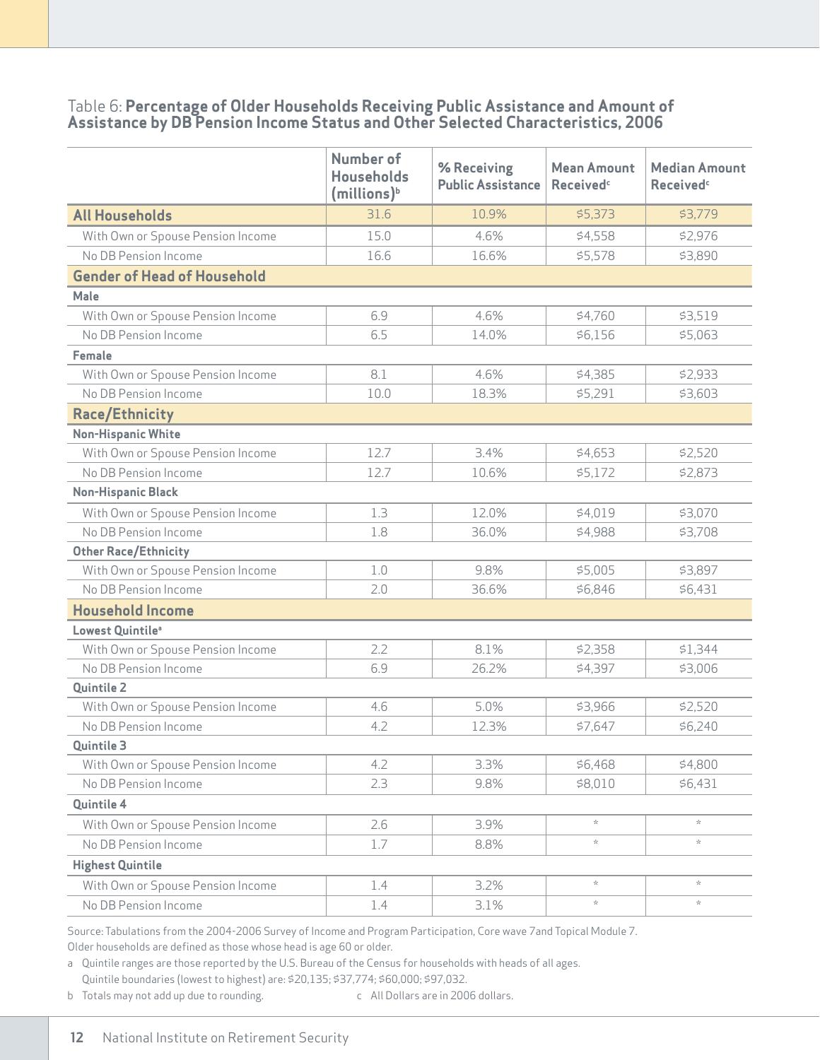Table 6: **Percentage of Older Households Receiving Public Assistance and Amount of Assistance by DB Pension Income Status and Other Selected Characteristics, 2006**

| | Number of Households (millions)[b] | % Receiving Public Assistance | Mean Amount Received[c] | Median Amount Received[c] |
|---|---|---|---|---|
| **All Households** | 31.6 | 10.9% | $5,373 | $3,779 |
| With Own or Spouse Pension Income | 15.0 | 4.6% | $4,558 | $2,976 |
| No DB Pension Income | 16.6 | 16.6% | $5,578 | $3,890 |
| **Gender of Head of Household** | | | | |
| **Male** | | | | |
| With Own or Spouse Pension Income | 6.9 | 4.6% | $4,760 | $3,519 |
| No DB Pension Income | 6.5 | 14.0% | $6,156 | $5,063 |
| **Female** | | | | |
| With Own or Spouse Pension Income | 8.1 | 4.6% | $4,385 | $2,933 |
| No DB Pension Income | 10.0 | 18.3% | $5,291 | $3,603 |
| **Race/Ethnicity** | | | | |
| **Non-Hispanic White** | | | | |
| With Own or Spouse Pension Income | 12.7 | 3.4% | $4,653 | $2,520 |
| No DB Pension Income | 12.7 | 10.6% | $5,172 | $2,873 |
| **Non-Hispanic Black** | | | | |
| With Own or Spouse Pension Income | 1.3 | 12.0% | $4,019 | $3,070 |
| No DB Pension Income | 1.8 | 36.0% | $4,988 | $3,708 |
| **Other Race/Ethnicity** | | | | |
| With Own or Spouse Pension Income | 1.0 | 9.8% | $5,005 | $3,897 |
| No DB Pension Income | 2.0 | 36.6% | $6,846 | $6,431 |
| **Household Income** | | | | |
| **Lowest Quintile[a]** | | | | |
| With Own or Spouse Pension Income | 2.2 | 8.1% | $2,358 | $1,344 |
| No DB Pension Income | 6.9 | 26.2% | $4,397 | $3,006 |
| **Quintile 2** | | | | |
| With Own or Spouse Pension Income | 4.6 | 5.0% | $3,966 | $2,520 |
| No DB Pension Income | 4.2 | 12.3% | $7,647 | $6,240 |
| **Quintile 3** | | | | |
| With Own or Spouse Pension Income | 4.2 | 3.3% | $6,468 | $4,800 |
| No DB Pension Income | 2.3 | 9.8% | $8,010 | $6,431 |
| **Quintile 4** | | | | |
| With Own or Spouse Pension Income | 2.6 | 3.9% | * | * |
| No DB Pension Income | 1.7 | 8.8% | * | * |
| **Highest Quintile** | | | | |
| With Own or Spouse Pension Income | 1.4 | 3.2% | * | * |
| No DB Pension Income | 1.4 | 3.1% | * | * |

Source: Tabulations from the 2004-2006 Survey of Income and Program Participation, Core wave 7and Topical Module 7.

Older households are defined as those whose head is age 60 or older.

a Quintile ranges are those reported by the U.S. Bureau of the Census for households with heads of all ages. Quintile boundaries (lowest to highest) are: $20,135; $37,774; $60,000; $97,032.

b Totals may not add up due to rounding.

c All Dollars are in 2006 dollars.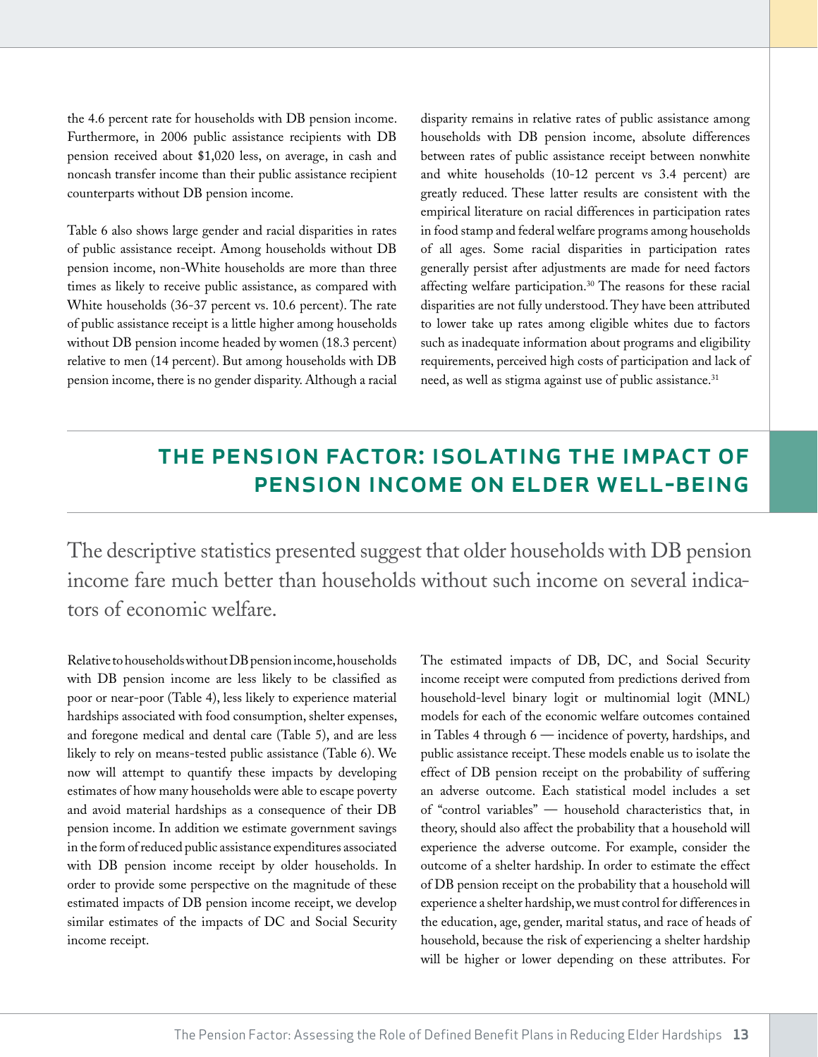the 4.6 percent rate for households with DB pension income. Furthermore, in 2006 public assistance recipients with DB pension received about $1,020 less, on average, in cash and noncash transfer income than their public assistance recipient counterparts without DB pension income.

Table 6 also shows large gender and racial disparities in rates of public assistance receipt. Among households without DB pension income, non-White households are more than three times as likely to receive public assistance, as compared with White households (36-37 percent vs. 10.6 percent). The rate of public assistance receipt is a little higher among households without DB pension income headed by women (18.3 percent) relative to men (14 percent). But among households with DB pension income, there is no gender disparity. Although a racial disparity remains in relative rates of public assistance among households with DB pension income, absolute differences between rates of public assistance receipt between nonwhite and white households (10-12 percent vs 3.4 percent) are greatly reduced. These latter results are consistent with the empirical literature on racial differences in participation rates in food stamp and federal welfare programs among households of all ages. Some racial disparities in participation rates generally persist after adjustments are made for need factors affecting welfare participation.[30] The reasons for these racial disparities are not fully understood. They have been attributed to lower take up rates among eligible whites due to factors such as inadequate information about programs and eligibility requirements, perceived high costs of participation and lack of need, as well as stigma against use of public assistance.[31]

## THE PENSION FACTOR: ISOLATING THE IMPACT OF PENSION INCOME ON ELDER WELL-BEING

The descriptive statistics presented suggest that older households with DB pension income fare much better than households without such income on several indicators of economic welfare.

Relative to households without DB pension income, households with DB pension income are less likely to be classified as poor or near-poor (Table 4), less likely to experience material hardships associated with food consumption, shelter expenses, and foregone medical and dental care (Table 5), and are less likely to rely on means-tested public assistance (Table 6). We now will attempt to quantify these impacts by developing estimates of how many households were able to escape poverty and avoid material hardships as a consequence of their DB pension income. In addition we estimate government savings in the form of reduced public assistance expenditures associated with DB pension income receipt by older households. In order to provide some perspective on the magnitude of these estimated impacts of DB pension income receipt, we develop similar estimates of the impacts of DC and Social Security income receipt.

The estimated impacts of DB, DC, and Social Security income receipt were computed from predictions derived from household-level binary logit or multinomial logit (MNL) models for each of the economic welfare outcomes contained in Tables 4 through 6 — incidence of poverty, hardships, and public assistance receipt. These models enable us to isolate the effect of DB pension receipt on the probability of suffering an adverse outcome. Each statistical model includes a set of "control variables" — household characteristics that, in theory, should also affect the probability that a household will experience the adverse outcome. For example, consider the outcome of a shelter hardship. In order to estimate the effect of DB pension receipt on the probability that a household will experience a shelter hardship, we must control for differences in the education, age, gender, marital status, and race of heads of household, because the risk of experiencing a shelter hardship will be higher or lower depending on these attributes. For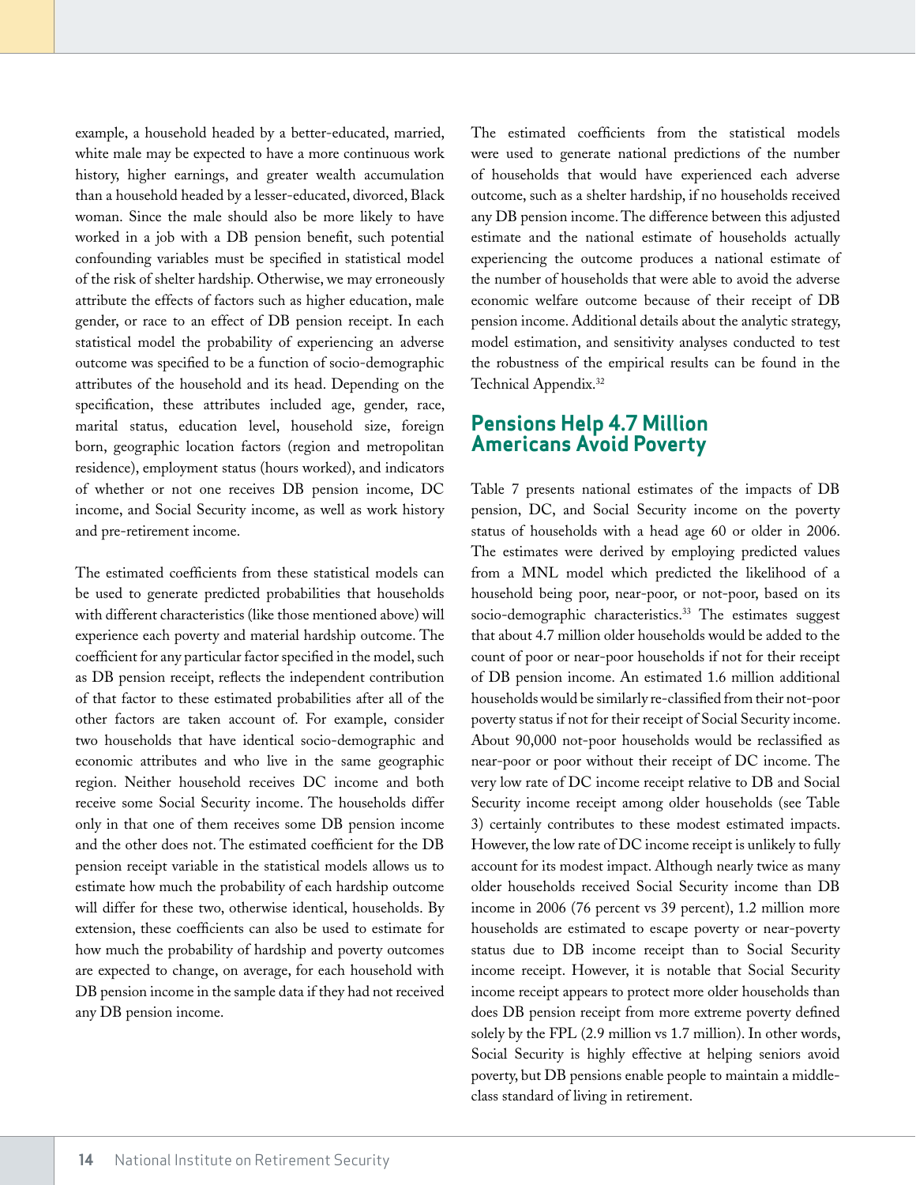example, a household headed by a better-educated, married, white male may be expected to have a more continuous work history, higher earnings, and greater wealth accumulation than a household headed by a lesser-educated, divorced, Black woman. Since the male should also be more likely to have worked in a job with a DB pension benefit, such potential confounding variables must be specified in statistical model of the risk of shelter hardship. Otherwise, we may erroneously attribute the effects of factors such as higher education, male gender, or race to an effect of DB pension receipt. In each statistical model the probability of experiencing an adverse outcome was specified to be a function of socio-demographic attributes of the household and its head. Depending on the specification, these attributes included age, gender, race, marital status, education level, household size, foreign born, geographic location factors (region and metropolitan residence), employment status (hours worked), and indicators of whether or not one receives DB pension income, DC income, and Social Security income, as well as work history and pre-retirement income.

The estimated coefficients from these statistical models can be used to generate predicted probabilities that households with different characteristics (like those mentioned above) will experience each poverty and material hardship outcome. The coefficient for any particular factor specified in the model, such as DB pension receipt, reflects the independent contribution of that factor to these estimated probabilities after all of the other factors are taken account of. For example, consider two households that have identical socio-demographic and economic attributes and who live in the same geographic region. Neither household receives DC income and both receive some Social Security income. The households differ only in that one of them receives some DB pension income and the other does not. The estimated coefficient for the DB pension receipt variable in the statistical models allows us to estimate how much the probability of each hardship outcome will differ for these two, otherwise identical, households. By extension, these coefficients can also be used to estimate for how much the probability of hardship and poverty outcomes are expected to change, on average, for each household with DB pension income in the sample data if they had not received any DB pension income.

The estimated coefficients from the statistical models were used to generate national predictions of the number of households that would have experienced each adverse outcome, such as a shelter hardship, if no households received any DB pension income. The difference between this adjusted estimate and the national estimate of households actually experiencing the outcome produces a national estimate of the number of households that were able to avoid the adverse economic welfare outcome because of their receipt of DB pension income. Additional details about the analytic strategy, model estimation, and sensitivity analyses conducted to test the robustness of the empirical results can be found in the Technical Appendix.[32]

## Pensions Help 4.7 Million Americans Avoid Poverty

Table 7 presents national estimates of the impacts of DB pension, DC, and Social Security income on the poverty status of households with a head age 60 or older in 2006. The estimates were derived by employing predicted values from a MNL model which predicted the likelihood of a household being poor, near-poor, or not-poor, based on its socio-demographic characteristics.[33] The estimates suggest that about 4.7 million older households would be added to the count of poor or near-poor households if not for their receipt of DB pension income. An estimated 1.6 million additional households would be similarly re-classified from their not-poor poverty status if not for their receipt of Social Security income. About 90,000 not-poor households would be reclassified as near-poor or poor without their receipt of DC income. The very low rate of DC income receipt relative to DB and Social Security income receipt among older households (see Table 3) certainly contributes to these modest estimated impacts. However, the low rate of DC income receipt is unlikely to fully account for its modest impact. Although nearly twice as many older households received Social Security income than DB income in 2006 (76 percent vs 39 percent), 1.2 million more households are estimated to escape poverty or near-poverty status due to DB income receipt than to Social Security income receipt. However, it is notable that Social Security income receipt appears to protect more older households than does DB pension receipt from more extreme poverty defined solely by the FPL (2.9 million vs 1.7 million). In other words, Social Security is highly effective at helping seniors avoid poverty, but DB pensions enable people to maintain a middle-class standard of living in retirement.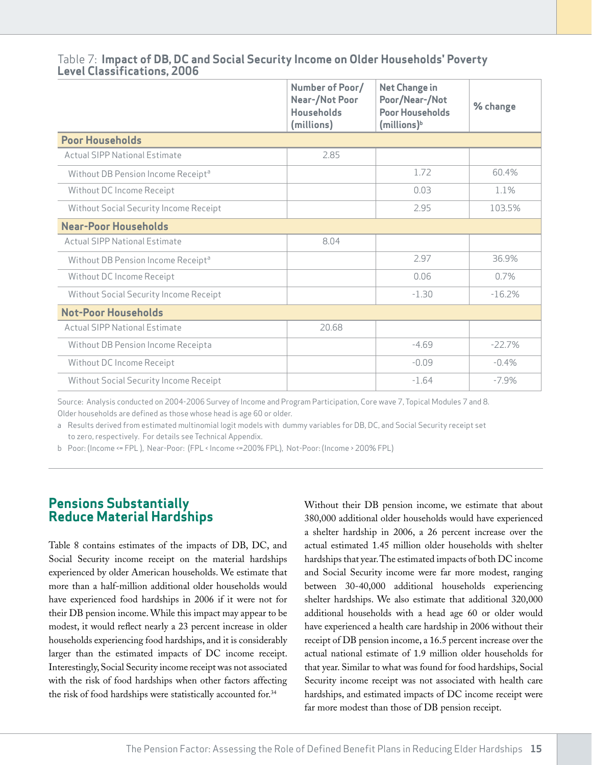Table 7: **Impact of DB, DC and Social Security Income on Older Households' Poverty Level Classifications, 2006**

| | Number of Poor/ Near-/Not Poor Households (millions) | Net Change in Poor/Near-/Not Poor Households (millions)[b] | % change |
|---|---|---|---|
| **Poor Households** | | | |
| Actual SIPP National Estimate | 2.85 | | |
| Without DB Pension Income Receipt[a] | | 1.72 | 60.4% |
| Without DC Income Receipt | | 0.03 | 1.1% |
| Without Social Security Income Receipt | | 2.95 | 103.5% |
| **Near-Poor Households** | | | |
| Actual SIPP National Estimate | 8.04 | | |
| Without DB Pension Income Receipt[a] | | 2.97 | 36.9% |
| Without DC Income Receipt | | 0.06 | 0.7% |
| Without Social Security Income Receipt | | -1.30 | -16.2% |
| **Not-Poor Households** | | | |
| Actual SIPP National Estimate | 20.68 | | |
| Without DB Pension Income Receipta | | -4.69 | -22.7% |
| Without DC Income Receipt | | -0.09 | -0.4% |
| Without Social Security Income Receipt | | -1.64 | -7.9% |

Source: Analysis conducted on 2004-2006 Survey of Income and Program Participation, Core wave 7, Topical Modules 7 and 8. Older households are defined as those whose head is age 60 or older.

a Results derived from estimated multinomial logit models with dummy variables for DB, DC, and Social Security receipt set to zero, respectively. For details see Technical Appendix.

b Poor: (Income <= FPL ), Near-Poor: (FPL < Income <=200% FPL), Not-Poor: (Income > 200% FPL)

## Pensions Substantially Reduce Material Hardships

Table 8 contains estimates of the impacts of DB, DC, and Social Security income receipt on the material hardships experienced by older American households. We estimate that more than a half-million additional older households would have experienced food hardships in 2006 if it were not for their DB pension income. While this impact may appear to be modest, it would reflect nearly a 23 percent increase in older households experiencing food hardships, and it is considerably larger than the estimated impacts of DC income receipt. Interestingly, Social Security income receipt was not associated with the risk of food hardships when other factors affecting the risk of food hardships were statistically accounted for.[34]

Without their DB pension income, we estimate that about 380,000 additional older households would have experienced a shelter hardship in 2006, a 26 percent increase over the actual estimated 1.45 million older households with shelter hardships that year. The estimated impacts of both DC income and Social Security income were far more modest, ranging between 30-40,000 additional households experiencing shelter hardships. We also estimate that additional 320,000 additional households with a head age 60 or older would have experienced a health care hardship in 2006 without their receipt of DB pension income, a 16.5 percent increase over the actual national estimate of 1.9 million older households for that year. Similar to what was found for food hardships, Social Security income receipt was not associated with health care hardships, and estimated impacts of DC income receipt were far more modest than those of DB pension receipt.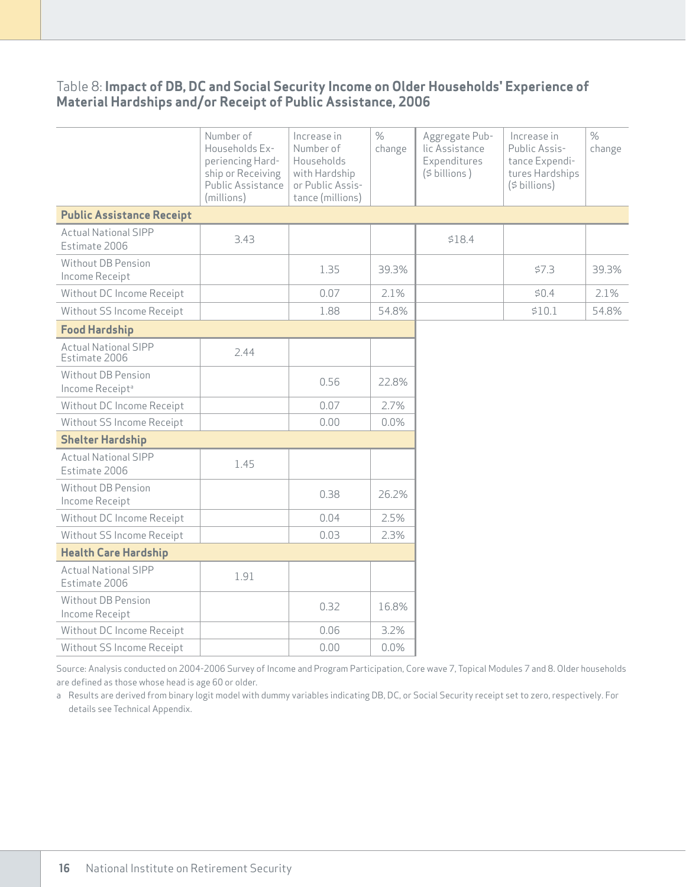Table 8: **Impact of DB, DC and Social Security Income on Older Households' Experience of Material Hardships and/or Receipt of Public Assistance, 2006**

| | Number of Households Experiencing Hardship or Receiving Public Assistance (millions) | Increase in Number of Households with Hardship or Public Assistance (millions) | % change | Aggregate Public Assistance Expenditures ($ billions ) | Increase in Public Assistance Expenditures Hardships ($ billions) | % change |
|---|---|---|---|---|---|---|
| **Public Assistance Receipt** | | | | | | |
| Actual National SIPP Estimate 2006 | 3.43 | | | $18.4 | | |
| Without DB Pension Income Receipt | | 1.35 | 39.3% | | $7.3 | 39.3% |
| Without DC Income Receipt | | 0.07 | 2.1% | | $0.4 | 2.1% |
| Without SS Income Receipt | | 1.88 | 54.8% | | $10.1 | 54.8% |
| **Food Hardship** | | | | | | |
| Actual National SIPP Estimate 2006 | 2.44 | | | | | |
| Without DB Pension Income Receipt[a] | | 0.56 | 22.8% | | | |
| Without DC Income Receipt | | 0.07 | 2.7% | | | |
| Without SS Income Receipt | | 0.00 | 0.0% | | | |
| **Shelter Hardship** | | | | | | |
| Actual National SIPP Estimate 2006 | 1.45 | | | | | |
| Without DB Pension Income Receipt | | 0.38 | 26.2% | | | |
| Without DC Income Receipt | | 0.04 | 2.5% | | | |
| Without SS Income Receipt | | 0.03 | 2.3% | | | |
| **Health Care Hardship** | | | | | | |
| Actual National SIPP Estimate 2006 | 1.91 | | | | | |
| Without DB Pension Income Receipt | | 0.32 | 16.8% | | | |
| Without DC Income Receipt | | 0.06 | 3.2% | | | |
| Without SS Income Receipt | | 0.00 | 0.0% | | | |

Source: Analysis conducted on 2004-2006 Survey of Income and Program Participation, Core wave 7, Topical Modules 7 and 8. Older households are defined as those whose head is age 60 or older.

a Results are derived from binary logit model with dummy variables indicating DB, DC, or Social Security receipt set to zero, respectively. For details see Technical Appendix.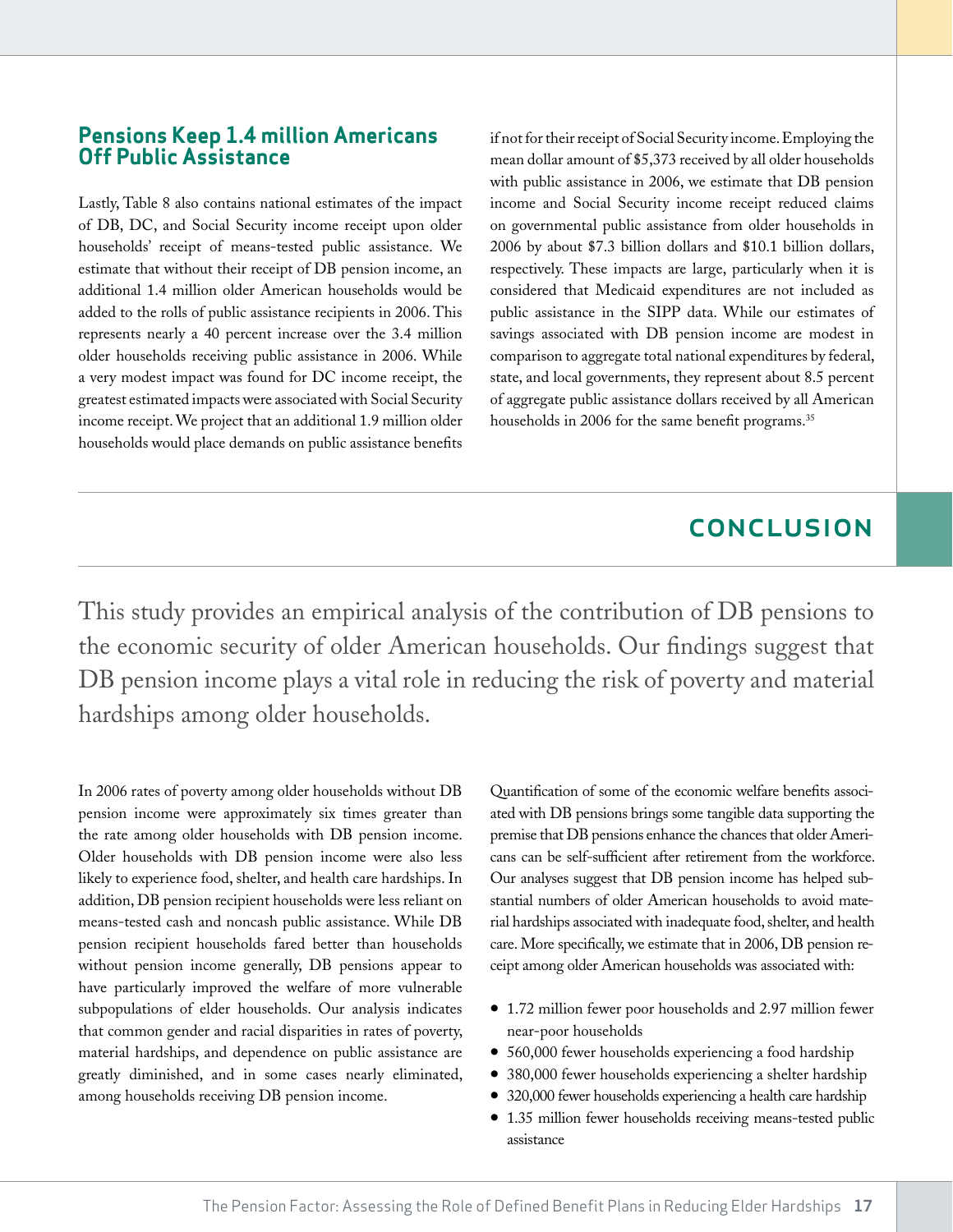## Pensions Keep 1.4 million Americans Off Public Assistance

Lastly, Table 8 also contains national estimates of the impact of DB, DC, and Social Security income receipt upon older households' receipt of means-tested public assistance. We estimate that without their receipt of DB pension income, an additional 1.4 million older American households would be added to the rolls of public assistance recipients in 2006. This represents nearly a 40 percent increase over the 3.4 million older households receiving public assistance in 2006. While a very modest impact was found for DC income receipt, the greatest estimated impacts were associated with Social Security income receipt. We project that an additional 1.9 million older households would place demands on public assistance benefits if not for their receipt of Social Security income. Employing the mean dollar amount of $5,373 received by all older households with public assistance in 2006, we estimate that DB pension income and Social Security income receipt reduced claims on governmental public assistance from older households in 2006 by about $7.3 billion dollars and $10.1 billion dollars, respectively. These impacts are large, particularly when it is considered that Medicaid expenditures are not included as public assistance in the SIPP data. While our estimates of savings associated with DB pension income are modest in comparison to aggregate total national expenditures by federal, state, and local governments, they represent about 8.5 percent of aggregate public assistance dollars received by all American households in 2006 for the same benefit programs.[35]

# CONCLUSION

This study provides an empirical analysis of the contribution of DB pensions to the economic security of older American households. Our findings suggest that DB pension income plays a vital role in reducing the risk of poverty and material hardships among older households.

In 2006 rates of poverty among older households without DB pension income were approximately six times greater than the rate among older households with DB pension income. Older households with DB pension income were also less likely to experience food, shelter, and health care hardships. In addition, DB pension recipient households were less reliant on means-tested cash and noncash public assistance. While DB pension recipient households fared better than households without pension income generally, DB pensions appear to have particularly improved the welfare of more vulnerable subpopulations of elder households. Our analysis indicates that common gender and racial disparities in rates of poverty, material hardships, and dependence on public assistance are greatly diminished, and in some cases nearly eliminated, among households receiving DB pension income.

Quantification of some of the economic welfare benefits associated with DB pensions brings some tangible data supporting the premise that DB pensions enhance the chances that older Americans can be self-sufficient after retirement from the workforce. Our analyses suggest that DB pension income has helped substantial numbers of older American households to avoid material hardships associated with inadequate food, shelter, and health care. More specifically, we estimate that in 2006, DB pension receipt among older American households was associated with:

- 1.72 million fewer poor households and 2.97 million fewer near-poor households
- 560,000 fewer households experiencing a food hardship
- 380,000 fewer households experiencing a shelter hardship
- 320,000 fewer households experiencing a health care hardship
- 1.35 million fewer households receiving means-tested public assistance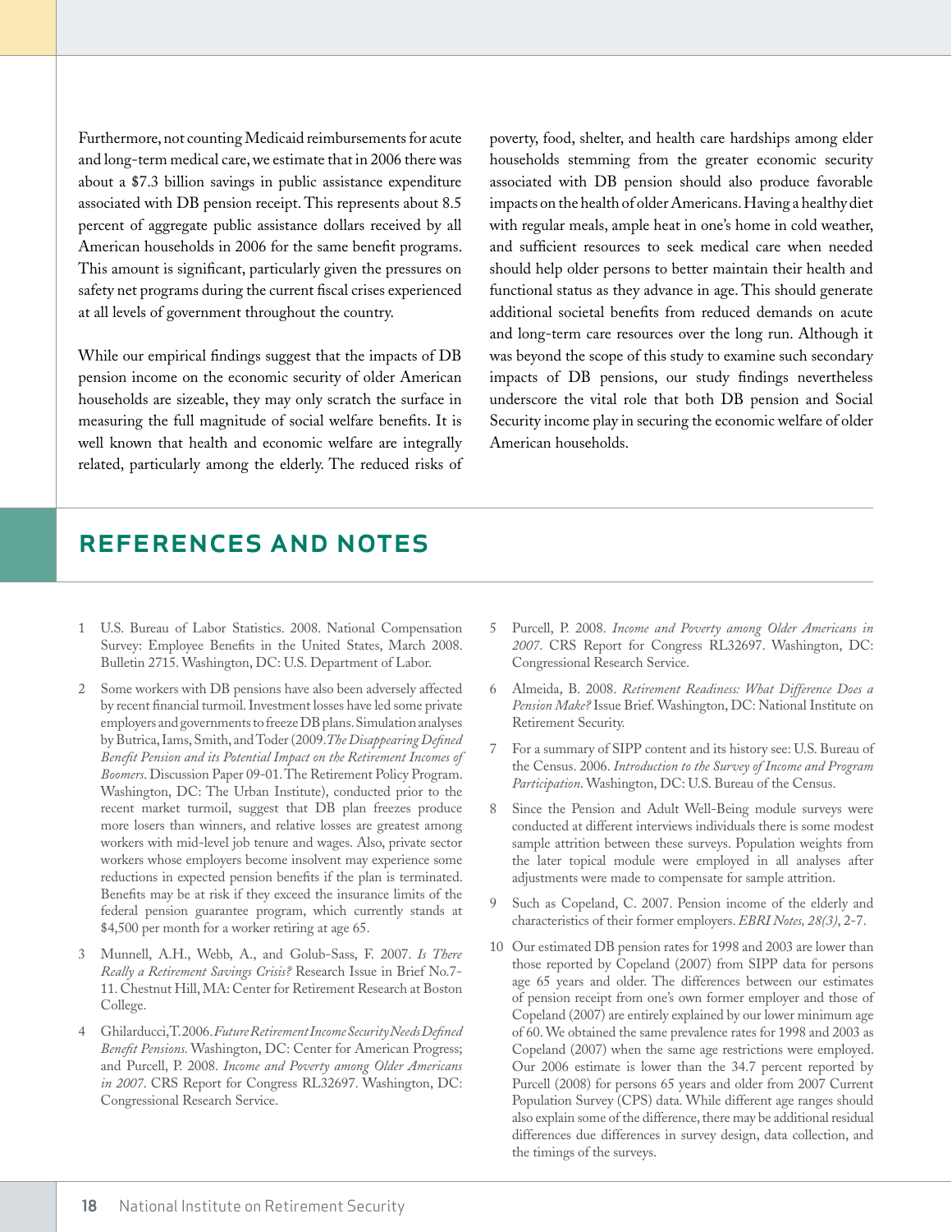Furthermore, not counting Medicaid reimbursements for acute and long-term medical care, we estimate that in 2006 there was about a $7.3 billion savings in public assistance expenditure associated with DB pension receipt. This represents about 8.5 percent of aggregate public assistance dollars received by all American households in 2006 for the same benefit programs. This amount is significant, particularly given the pressures on safety net programs during the current fiscal crises experienced at all levels of government throughout the country.

While our empirical findings suggest that the impacts of DB pension income on the economic security of older American households are sizeable, they may only scratch the surface in measuring the full magnitude of social welfare benefits. It is well known that health and economic welfare are integrally related, particularly among the elderly. The reduced risks of poverty, food, shelter, and health care hardships among elder households stemming from the greater economic security associated with DB pension should also produce favorable impacts on the health of older Americans. Having a healthy diet with regular meals, ample heat in one's home in cold weather, and sufficient resources to seek medical care when needed should help older persons to better maintain their health and functional status as they advance in age. This should generate additional societal benefits from reduced demands on acute and long-term care resources over the long run. Although it was beyond the scope of this study to examine such secondary impacts of DB pensions, our study findings nevertheless underscore the vital role that both DB pension and Social Security income play in securing the economic welfare of older American households.

## REFERENCES AND NOTES

1. U.S. Bureau of Labor Statistics. 2008. National Compensation Survey: Employee Benefits in the United States, March 2008. Bulletin 2715. Washington, DC: U.S. Department of Labor.

2. Some workers with DB pensions have also been adversely affected by recent financial turmoil. Investment losses have led some private employers and governments to freeze DB plans. Simulation analyses by Butrica, Iams, Smith, and Toder (2009. *The Disappearing Defined Benefit Pension and its Potential Impact on the Retirement Incomes of Boomers*. Discussion Paper 09-01. The Retirement Policy Program. Washington, DC: The Urban Institute), conducted prior to the recent market turmoil, suggest that DB plan freezes produce more losers than winners, and relative losses are greatest among workers with mid-level job tenure and wages. Also, private sector workers whose employers become insolvent may experience some reductions in expected pension benefits if the plan is terminated. Benefits may be at risk if they exceed the insurance limits of the federal pension guarantee program, which currently stands at $4,500 per month for a worker retiring at age 65.

3. Munnell, A.H., Webb, A., and Golub-Sass, F. 2007. *Is There Really a Retirement Savings Crisis?* Research Issue in Brief No.7-11. Chestnut Hill, MA: Center for Retirement Research at Boston College.

4. Ghilarducci, T. 2006. *Future Retirement Income Security Needs Defined Benefit Pensions*. Washington, DC: Center for American Progress; and Purcell, P. 2008. *Income and Poverty among Older Americans in 2007*. CRS Report for Congress RL32697. Washington, DC: Congressional Research Service.

5. Purcell, P. 2008. *Income and Poverty among Older Americans in 2007*. CRS Report for Congress RL32697. Washington, DC: Congressional Research Service.

6. Almeida, B. 2008. *Retirement Readiness: What Difference Does a Pension Make?* Issue Brief. Washington, DC: National Institute on Retirement Security.

7. For a summary of SIPP content and its history see: U.S. Bureau of the Census. 2006. *Introduction to the Survey of Income and Program Participation*. Washington, DC: U.S. Bureau of the Census.

8. Since the Pension and Adult Well-Being module surveys were conducted at different interviews individuals there is some modest sample attrition between these surveys. Population weights from the later topical module were employed in all analyses after adjustments were made to compensate for sample attrition.

9. Such as Copeland, C. 2007. Pension income of the elderly and characteristics of their former employers. *EBRI Notes, 28(3)*, 2-7.

10. Our estimated DB pension rates for 1998 and 2003 are lower than those reported by Copeland (2007) from SIPP data for persons age 65 years and older. The differences between our estimates of pension receipt from one's own former employer and those of Copeland (2007) are entirely explained by our lower minimum age of 60. We obtained the same prevalence rates for 1998 and 2003 as Copeland (2007) when the same age restrictions were employed. Our 2006 estimate is lower than the 34.7 percent reported by Purcell (2008) for persons 65 years and older from 2007 Current Population Survey (CPS) data. While different age ranges should also explain some of the difference, there may be additional residual differences due differences in survey design, data collection, and the timings of the surveys.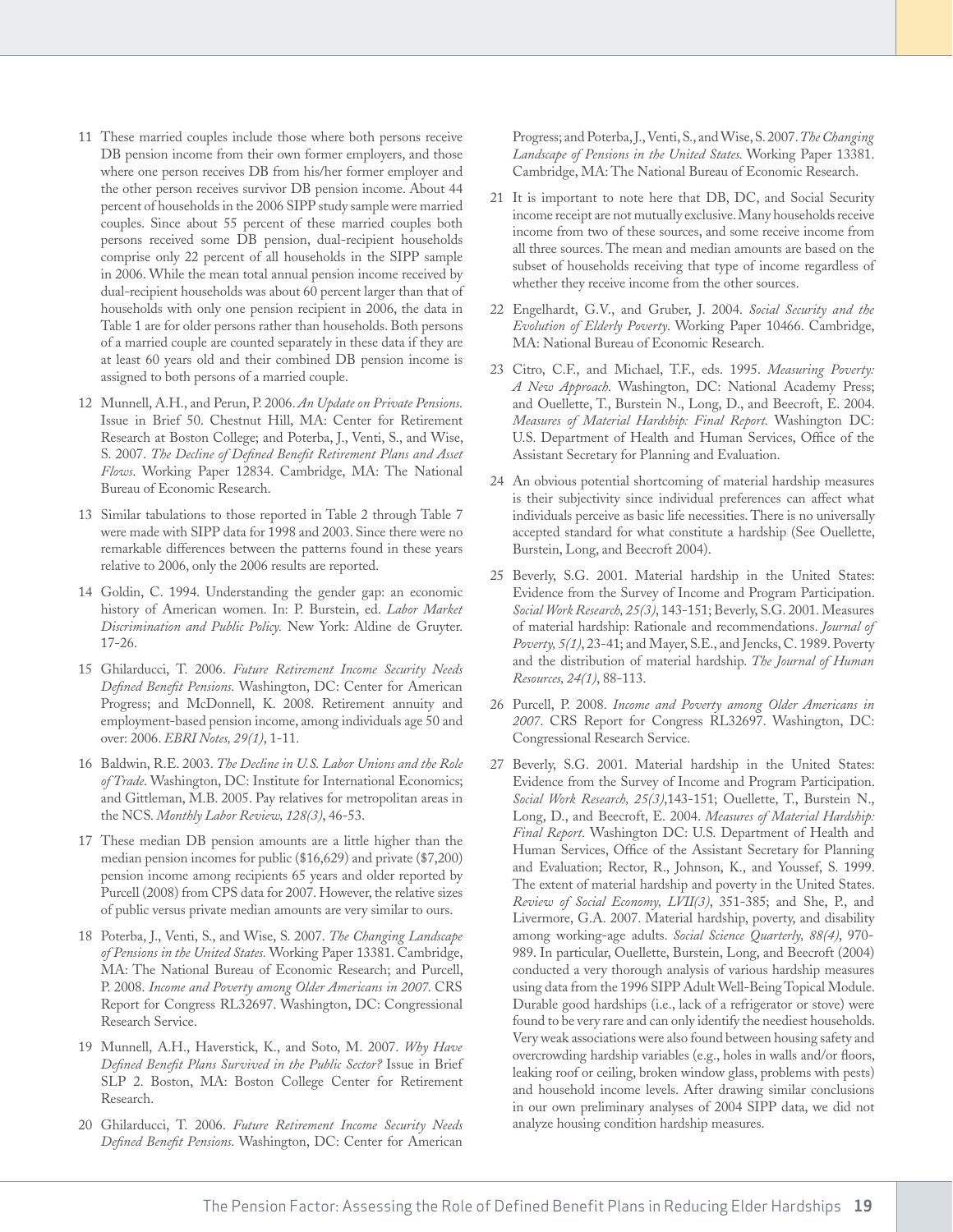11 These married couples include those where both persons receive DB pension income from their own former employers, and those where one person receives DB from his/her former employer and the other person receives survivor DB pension income. About 44 percent of households in the 2006 SIPP study sample were married couples. Since about 55 percent of these married couples both persons received some DB pension, dual-recipient households comprise only 22 percent of all households in the SIPP sample in 2006. While the mean total annual pension income received by dual-recipient households was about 60 percent larger than that of households with only one pension recipient in 2006, the data in Table 1 are for older persons rather than households. Both persons of a married couple are counted separately in these data if they are at least 60 years old and their combined DB pension income is assigned to both persons of a married couple.

12 Munnell, A.H., and Perun, P. 2006. *An Update on Private Pensions.* Issue in Brief 50. Chestnut Hill, MA: Center for Retirement Research at Boston College; and Poterba, J., Venti, S., and Wise, S. 2007. *The Decline of Defined Benefit Retirement Plans and Asset Flows*. Working Paper 12834. Cambridge, MA: The National Bureau of Economic Research.

13 Similar tabulations to those reported in Table 2 through Table 7 were made with SIPP data for 1998 and 2003. Since there were no remarkable differences between the patterns found in these years relative to 2006, only the 2006 results are reported.

14 Goldin, C. 1994. Understanding the gender gap: an economic history of American women. In: P. Burstein, ed. *Labor Market Discrimination and Public Policy.* New York: Aldine de Gruyter. 17-26.

15 Ghilarducci, T. 2006. *Future Retirement Income Security Needs Defined Benefit Pensions.* Washington, DC: Center for American Progress; and McDonnell, K. 2008. Retirement annuity and employment-based pension income, among individuals age 50 and over: 2006. *EBRI Notes, 29(1)*, 1-11.

16 Baldwin, R.E. 2003. *The Decline in U.S. Labor Unions and the Role of Trade.* Washington, DC: Institute for International Economics; and Gittleman, M.B. 2005. Pay relatives for metropolitan areas in the NCS. *Monthly Labor Review, 128(3)*, 46-53.

17 These median DB pension amounts are a little higher than the median pension incomes for public ($16,629) and private ($7,200) pension income among recipients 65 years and older reported by Purcell (2008) from CPS data for 2007. However, the relative sizes of public versus private median amounts are very similar to ours.

18 Poterba, J., Venti, S., and Wise, S. 2007. *The Changing Landscape of Pensions in the United States.* Working Paper 13381. Cambridge, MA: The National Bureau of Economic Research; and Purcell, P. 2008. *Income and Poverty among Older Americans in 2007.* CRS Report for Congress RL32697. Washington, DC: Congressional Research Service.

19 Munnell, A.H., Haverstick, K., and Soto, M. 2007. *Why Have Defined Benefit Plans Survived in the Public Sector?* Issue in Brief SLP 2. Boston, MA: Boston College Center for Retirement Research.

20 Ghilarducci, T. 2006. *Future Retirement Income Security Needs Defined Benefit Pensions.* Washington, DC: Center for American Progress; and Poterba, J., Venti, S., and Wise, S. 2007. *The Changing Landscape of Pensions in the United States.* Working Paper 13381. Cambridge, MA: The National Bureau of Economic Research.

21 It is important to note here that DB, DC, and Social Security income receipt are not mutually exclusive. Many households receive income from two of these sources, and some receive income from all three sources. The mean and median amounts are based on the subset of households receiving that type of income regardless of whether they receive income from the other sources.

22 Engelhardt, G.V., and Gruber, J. 2004. *Social Security and the Evolution of Elderly Poverty.* Working Paper 10466. Cambridge, MA: National Bureau of Economic Research.

23 Citro, C.F., and Michael, T.F., eds. 1995. *Measuring Poverty: A New Approach.* Washington, DC: National Academy Press; and Ouellette, T., Burstein N., Long, D., and Beecroft, E. 2004. *Measures of Material Hardship: Final Report.* Washington DC: U.S. Department of Health and Human Services, Office of the Assistant Secretary for Planning and Evaluation.

24 An obvious potential shortcoming of material hardship measures is their subjectivity since individual preferences can affect what individuals perceive as basic life necessities. There is no universally accepted standard for what constitute a hardship (See Ouellette, Burstein, Long, and Beecroft 2004).

25 Beverly, S.G. 2001. Material hardship in the United States: Evidence from the Survey of Income and Program Participation. *Social Work Research, 25(3)*, 143-151; Beverly, S.G. 2001. Measures of material hardship: Rationale and recommendations. *Journal of Poverty, 5(1)*, 23-41; and Mayer, S.E., and Jencks, C. 1989. Poverty and the distribution of material hardship. *The Journal of Human Resources, 24(1)*, 88-113.

26 Purcell, P. 2008. *Income and Poverty among Older Americans in 2007*. CRS Report for Congress RL32697. Washington, DC: Congressional Research Service.

27 Beverly, S.G. 2001. Material hardship in the United States: Evidence from the Survey of Income and Program Participation. *Social Work Research, 25(3)*,143-151; Ouellette, T., Burstein N., Long, D., and Beecroft, E. 2004. *Measures of Material Hardship: Final Report.* Washington DC: U.S. Department of Health and Human Services, Office of the Assistant Secretary for Planning and Evaluation; Rector, R., Johnson, K., and Youssef, S. 1999. The extent of material hardship and poverty in the United States. *Review of Social Economy, LVII(3)*, 351-385; and She, P., and Livermore, G.A. 2007. Material hardship, poverty, and disability among working-age adults. *Social Science Quarterly, 88(4)*, 970-989. In particular, Ouellette, Burstein, Long, and Beecroft (2004) conducted a very thorough analysis of various hardship measures using data from the 1996 SIPP Adult Well-Being Topical Module. Durable good hardships (i.e., lack of a refrigerator or stove) were found to be very rare and can only identify the neediest households. Very weak associations were also found between housing safety and overcrowding hardship variables (e.g., holes in walls and/or floors, leaking roof or ceiling, broken window glass, problems with pests) and household income levels. After drawing similar conclusions in our own preliminary analyses of 2004 SIPP data, we did not analyze housing condition hardship measures.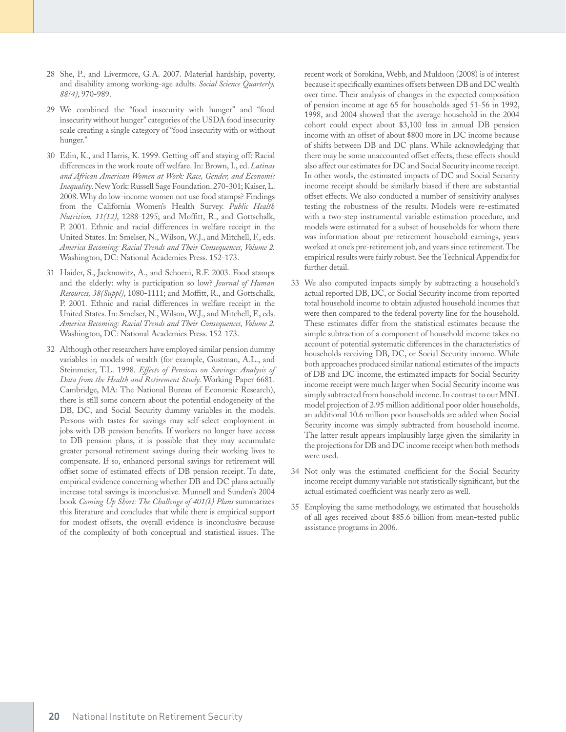28 She, P., and Livermore, G.A. 2007. Material hardship, poverty, and disability among working-age adults. *Social Science Quarterly, 88(4)*, 970-989.

29 We combined the "food insecurity with hunger" and "food insecurity without hunger" categories of the USDA food insecurity scale creating a single category of "food insecurity with or without hunger."

30 Edin, K., and Harris, K. 1999. Getting off and staying off: Racial differences in the work route off welfare. In: Brown, I., ed. *Latinas and African American Women at Work: Race, Gender, and Economic Inequality*. New York: Russell Sage Foundation. 270-301; Kaiser, L. 2008. Why do low-income women not use food stamps? Findings from the California Women's Health Survey. *Public Health Nutrition, 11(12)*, 1288-1295; and Moffitt, R., and Gottschalk, P. 2001. Ethnic and racial differences in welfare receipt in the United States. In: Smelser, N., Wilson, W.J., and Mitchell, F., eds. *America Becoming: Racial Trends and Their Consequences, Volume 2.* Washington, DC: National Academies Press. 152-173.

31 Haider, S., Jacknowitz, A., and Schoeni, R.F. 2003. Food stamps and the elderly: why is participation so low? *Journal of Human Resources, 38(Suppl)*, 1080-1111; and Moffitt, R., and Gottschalk, P. 2001. Ethnic and racial differences in welfare receipt in the United States. In: Smelser, N., Wilson, W.J., and Mitchell, F., eds. *America Becoming: Racial Trends and Their Consequences, Volume 2.* Washington, DC: National Academies Press. 152-173.

32 Although other researchers have employed similar pension dummy variables in models of wealth (for example, Gustman, A.L., and Steinmeier, T.L. 1998. *Effects of Pensions on Savings: Analysis of Data from the Health and Retirement Study.* Working Paper 6681. Cambridge, MA: The National Bureau of Economic Research), there is still some concern about the potential endogeneity of the DB, DC, and Social Security dummy variables in the models. Persons with tastes for savings may self-select employment in jobs with DB pension benefits. If workers no longer have access to DB pension plans, it is possible that they may accumulate greater personal retirement savings during their working lives to compensate. If so, enhanced personal savings for retirement will offset some of estimated effects of DB pension receipt. To date, empirical evidence concerning whether DB and DC plans actually increase total savings is inconclusive. Munnell and Sunden's 2004 book *Coming Up Short: The Challenge of 401(k) Plans* summarizes this literature and concludes that while there is empirical support for modest offsets, the overall evidence is inconclusive because of the complexity of both conceptual and statistical issues. The recent work of Sorokina, Webb, and Muldoon (2008) is of interest because it specifically examines offsets between DB and DC wealth over time. Their analysis of changes in the expected composition of pension income at age 65 for households aged 51-56 in 1992, 1998, and 2004 showed that the average household in the 2004 cohort could expect about $3,100 less in annual DB pension income with an offset of about $800 more in DC income because of shifts between DB and DC plans. While acknowledging that there may be some unaccounted offset effects, these effects should also affect our estimates for DC and Social Security income receipt. In other words, the estimated impacts of DC and Social Security income receipt should be similarly biased if there are substantial offset effects. We also conducted a number of sensitivity analyses testing the robustness of the results. Models were re-estimated with a two-step instrumental variable estimation procedure, and models were estimated for a subset of households for whom there was information about pre-retirement household earnings, years worked at one's pre-retirement job, and years since retirement. The empirical results were fairly robust. See the Technical Appendix for further detail.

33 We also computed impacts simply by subtracting a household's actual reported DB, DC, or Social Security income from reported total household income to obtain adjusted household incomes that were then compared to the federal poverty line for the household. These estimates differ from the statistical estimates because the simple subtraction of a component of household income takes no account of potential systematic differences in the characteristics of households receiving DB, DC, or Social Security income. While both approaches produced similar national estimates of the impacts of DB and DC income, the estimated impacts for Social Security income receipt were much larger when Social Security income was simply subtracted from household income. In contrast to our MNL model projection of 2.95 million additional poor older households, an additional 10.6 million poor households are added when Social Security income was simply subtracted from household income. The latter result appears implausibly large given the similarity in the projections for DB and DC income receipt when both methods were used.

34 Not only was the estimated coefficient for the Social Security income receipt dummy variable not statistically significant, but the actual estimated coefficient was nearly zero as well.

35 Employing the same methodology, we estimated that households of all ages received about $85.6 billion from mean-tested public assistance programs in 2006.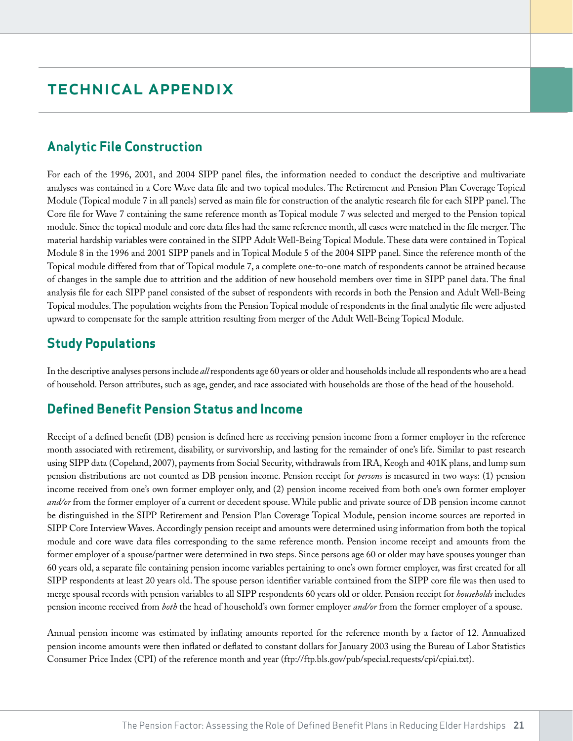# TECHNICAL APPENDIX

## Analytic File Construction

For each of the 1996, 2001, and 2004 SIPP panel files, the information needed to conduct the descriptive and multivariate analyses was contained in a Core Wave data file and two topical modules. The Retirement and Pension Plan Coverage Topical Module (Topical module 7 in all panels) served as main file for construction of the analytic research file for each SIPP panel. The Core file for Wave 7 containing the same reference month as Topical module 7 was selected and merged to the Pension topical module. Since the topical module and core data files had the same reference month, all cases were matched in the file merger. The material hardship variables were contained in the SIPP Adult Well-Being Topical Module. These data were contained in Topical Module 8 in the 1996 and 2001 SIPP panels and in Topical Module 5 of the 2004 SIPP panel. Since the reference month of the Topical module differed from that of Topical module 7, a complete one-to-one match of respondents cannot be attained because of changes in the sample due to attrition and the addition of new household members over time in SIPP panel data. The final analysis file for each SIPP panel consisted of the subset of respondents with records in both the Pension and Adult Well-Being Topical modules. The population weights from the Pension Topical module of respondents in the final analytic file were adjusted upward to compensate for the sample attrition resulting from merger of the Adult Well-Being Topical Module.

## Study Populations

In the descriptive analyses persons include *all* respondents age 60 years or older and households include all respondents who are a head of household. Person attributes, such as age, gender, and race associated with households are those of the head of the household.

## Defined Benefit Pension Status and Income

Receipt of a defined benefit (DB) pension is defined here as receiving pension income from a former employer in the reference month associated with retirement, disability, or survivorship, and lasting for the remainder of one's life. Similar to past research using SIPP data (Copeland, 2007), payments from Social Security, withdrawals from IRA, Keogh and 401K plans, and lump sum pension distributions are not counted as DB pension income. Pension receipt for *persons* is measured in two ways: (1) pension income received from one's own former employer only, and (2) pension income received from both one's own former employer *and/or* from the former employer of a current or decedent spouse. While public and private source of DB pension income cannot be distinguished in the SIPP Retirement and Pension Plan Coverage Topical Module, pension income sources are reported in SIPP Core Interview Waves. Accordingly pension receipt and amounts were determined using information from both the topical module and core wave data files corresponding to the same reference month. Pension income receipt and amounts from the former employer of a spouse/partner were determined in two steps. Since persons age 60 or older may have spouses younger than 60 years old, a separate file containing pension income variables pertaining to one's own former employer, was first created for all SIPP respondents at least 20 years old. The spouse person identifier variable contained from the SIPP core file was then used to merge spousal records with pension variables to all SIPP respondents 60 years old or older. Pension receipt for *households* includes pension income received from *both* the head of household's own former employer *and/or* from the former employer of a spouse.

Annual pension income was estimated by inflating amounts reported for the reference month by a factor of 12. Annualized pension income amounts were then inflated or deflated to constant dollars for January 2003 using the Bureau of Labor Statistics Consumer Price Index (CPI) of the reference month and year (ftp://ftp.bls.gov/pub/special.requests/cpi/cpiai.txt).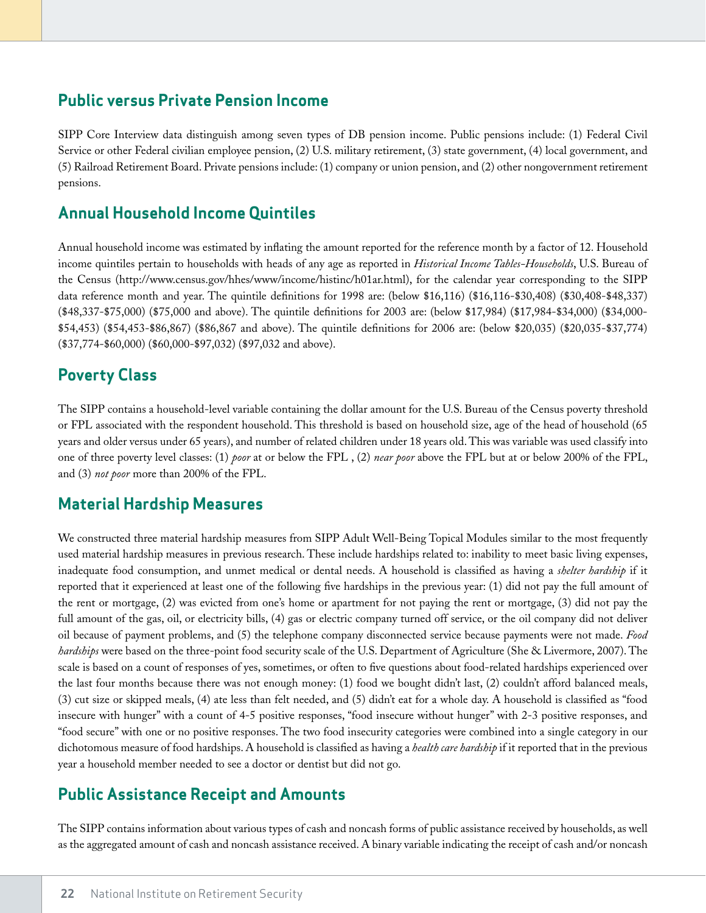## Public versus Private Pension Income

SIPP Core Interview data distinguish among seven types of DB pension income. Public pensions include: (1) Federal Civil Service or other Federal civilian employee pension, (2) U.S. military retirement, (3) state government, (4) local government, and (5) Railroad Retirement Board. Private pensions include: (1) company or union pension, and (2) other nongovernment retirement pensions.

## Annual Household Income Quintiles

Annual household income was estimated by inflating the amount reported for the reference month by a factor of 12. Household income quintiles pertain to households with heads of any age as reported in *Historical Income Tables-Households*, U.S. Bureau of the Census (http://www.census.gov/hhes/www/income/histinc/h01ar.html), for the calendar year corresponding to the SIPP data reference month and year. The quintile definitions for 1998 are: (below $16,116) ($16,116-$30,408) ($30,408-$48,337) ($48,337-$75,000) ($75,000 and above). The quintile definitions for 2003 are: (below $17,984) ($17,984-$34,000) ($34,000-$54,453) ($54,453-$86,867) ($86,867 and above). The quintile definitions for 2006 are: (below $20,035) ($20,035-$37,774) ($37,774-$60,000) ($60,000-$97,032) ($97,032 and above).

## Poverty Class

The SIPP contains a household-level variable containing the dollar amount for the U.S. Bureau of the Census poverty threshold or FPL associated with the respondent household. This threshold is based on household size, age of the head of household (65 years and older versus under 65 years), and number of related children under 18 years old. This was variable was used classify into one of three poverty level classes: (1) *poor* at or below the FPL , (2) *near poor* above the FPL but at or below 200% of the FPL, and (3) *not poor* more than 200% of the FPL.

## Material Hardship Measures

We constructed three material hardship measures from SIPP Adult Well-Being Topical Modules similar to the most frequently used material hardship measures in previous research. These include hardships related to: inability to meet basic living expenses, inadequate food consumption, and unmet medical or dental needs. A household is classified as having a *shelter hardship* if it reported that it experienced at least one of the following five hardships in the previous year: (1) did not pay the full amount of the rent or mortgage, (2) was evicted from one's home or apartment for not paying the rent or mortgage, (3) did not pay the full amount of the gas, oil, or electricity bills, (4) gas or electric company turned off service, or the oil company did not deliver oil because of payment problems, and (5) the telephone company disconnected service because payments were not made. *Food hardships* were based on the three-point food security scale of the U.S. Department of Agriculture (She & Livermore, 2007). The scale is based on a count of responses of yes, sometimes, or often to five questions about food-related hardships experienced over the last four months because there was not enough money: (1) food we bought didn't last, (2) couldn't afford balanced meals, (3) cut size or skipped meals, (4) ate less than felt needed, and (5) didn't eat for a whole day. A household is classified as "food insecure with hunger" with a count of 4-5 positive responses, "food insecure without hunger" with 2-3 positive responses, and "food secure" with one or no positive responses. The two food insecurity categories were combined into a single category in our dichotomous measure of food hardships. A household is classified as having a *health care hardship* if it reported that in the previous year a household member needed to see a doctor or dentist but did not go.

## Public Assistance Receipt and Amounts

The SIPP contains information about various types of cash and noncash forms of public assistance received by households, as well as the aggregated amount of cash and noncash assistance received. A binary variable indicating the receipt of cash and/or noncash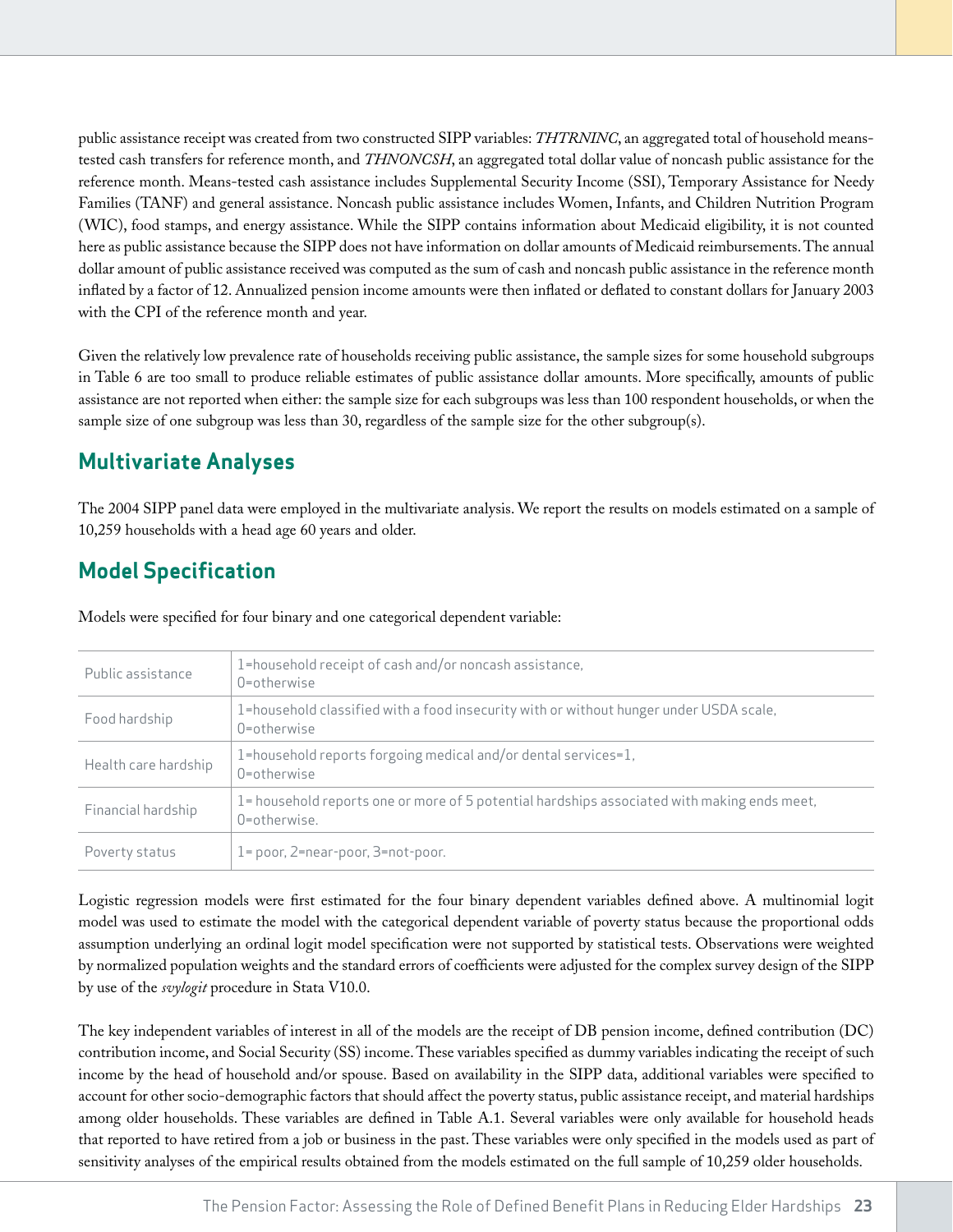public assistance receipt was created from two constructed SIPP variables: *THTRNINC*, an aggregated total of household means-tested cash transfers for reference month, and *THNONCSH*, an aggregated total dollar value of noncash public assistance for the reference month. Means-tested cash assistance includes Supplemental Security Income (SSI), Temporary Assistance for Needy Families (TANF) and general assistance. Noncash public assistance includes Women, Infants, and Children Nutrition Program (WIC), food stamps, and energy assistance. While the SIPP contains information about Medicaid eligibility, it is not counted here as public assistance because the SIPP does not have information on dollar amounts of Medicaid reimbursements. The annual dollar amount of public assistance received was computed as the sum of cash and noncash public assistance in the reference month inflated by a factor of 12. Annualized pension income amounts were then inflated or deflated to constant dollars for January 2003 with the CPI of the reference month and year.

Given the relatively low prevalence rate of households receiving public assistance, the sample sizes for some household subgroups in Table 6 are too small to produce reliable estimates of public assistance dollar amounts. More specifically, amounts of public assistance are not reported when either: the sample size for each subgroups was less than 100 respondent households, or when the sample size of one subgroup was less than 30, regardless of the sample size for the other subgroup(s).

## Multivariate Analyses

The 2004 SIPP panel data were employed in the multivariate analysis. We report the results on models estimated on a sample of 10,259 households with a head age 60 years and older.

## Model Specification

Models were specified for four binary and one categorical dependent variable:

| | |
|---|---|
| Public assistance | 1=household receipt of cash and/or noncash assistance,<br>0=otherwise |
| Food hardship | 1=household classified with a food insecurity with or without hunger under USDA scale,<br>0=otherwise |
| Health care hardship | 1=household reports forgoing medical and/or dental services=1,<br>0=otherwise |
| Financial hardship | 1= household reports one or more of 5 potential hardships associated with making ends meet,<br>0=otherwise. |
| Poverty status | 1= poor, 2=near-poor, 3=not-poor. |

Logistic regression models were first estimated for the four binary dependent variables defined above. A multinomial logit model was used to estimate the model with the categorical dependent variable of poverty status because the proportional odds assumption underlying an ordinal logit model specification were not supported by statistical tests. Observations were weighted by normalized population weights and the standard errors of coefficients were adjusted for the complex survey design of the SIPP by use of the *svylogit* procedure in Stata V10.0.

The key independent variables of interest in all of the models are the receipt of DB pension income, defined contribution (DC) contribution income, and Social Security (SS) income. These variables specified as dummy variables indicating the receipt of such income by the head of household and/or spouse. Based on availability in the SIPP data, additional variables were specified to account for other socio-demographic factors that should affect the poverty status, public assistance receipt, and material hardships among older households. These variables are defined in Table A.1. Several variables were only available for household heads that reported to have retired from a job or business in the past. These variables were only specified in the models used as part of sensitivity analyses of the empirical results obtained from the models estimated on the full sample of 10,259 older households.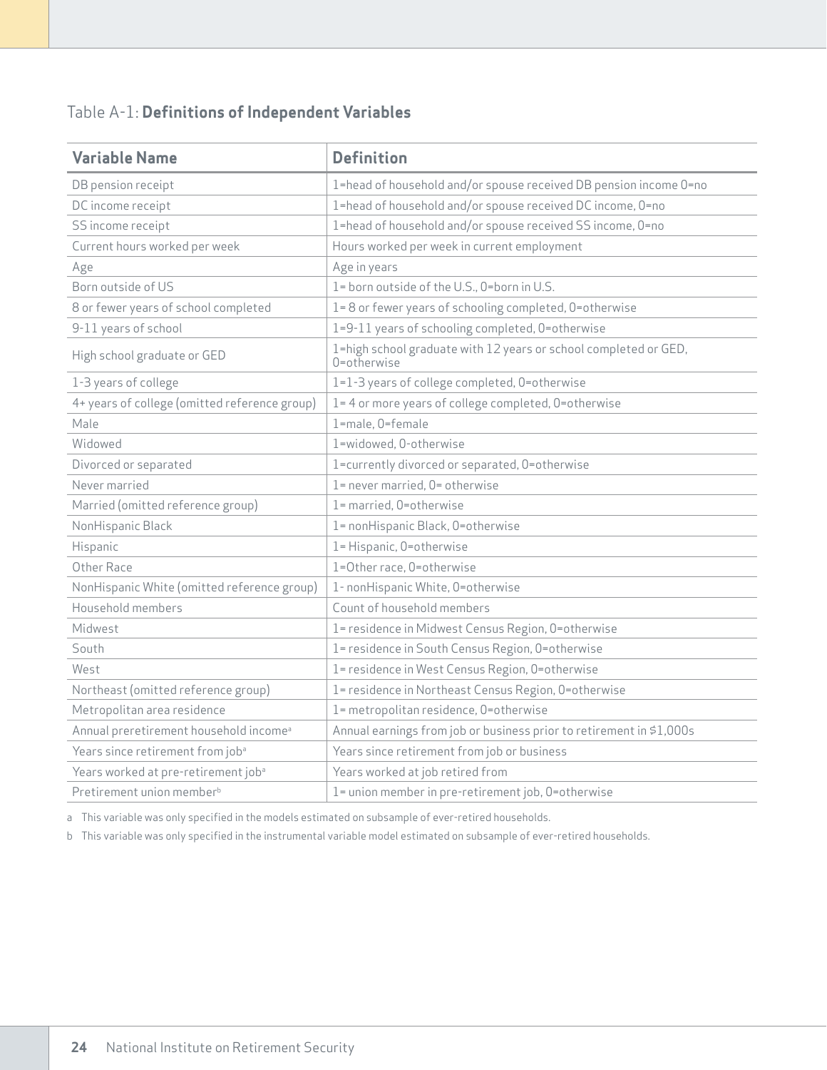Table A-1: **Definitions of Independent Variables**

| Variable Name | Definition |
|---|---|
| DB pension receipt | 1=head of household and/or spouse received DB pension income 0=no |
| DC income receipt | 1=head of household and/or spouse received DC income, 0=no |
| SS income receipt | 1=head of household and/or spouse received SS income, 0=no |
| Current hours worked per week | Hours worked per week in current employment |
| Age | Age in years |
| Born outside of US | 1= born outside of the U.S., 0=born in U.S. |
| 8 or fewer years of school completed | 1= 8 or fewer years of schooling completed, 0=otherwise |
| 9-11 years of school | 1=9-11 years of schooling completed, 0=otherwise |
| High school graduate or GED | 1=high school graduate with 12 years or school completed or GED, 0=otherwise |
| 1-3 years of college | 1=1-3 years of college completed, 0=otherwise |
| 4+ years of college (omitted reference group) | 1= 4 or more years of college completed, 0=otherwise |
| Male | 1=male, 0=female |
| Widowed | 1=widowed, 0-otherwise |
| Divorced or separated | 1=currently divorced or separated, 0=otherwise |
| Never married | 1= never married, 0= otherwise |
| Married (omitted reference group) | 1= married, 0=otherwise |
| NonHispanic Black | 1= nonHispanic Black, 0=otherwise |
| Hispanic | 1= Hispanic, 0=otherwise |
| Other Race | 1=Other race, 0=otherwise |
| NonHispanic White (omitted reference group) | 1- nonHispanic White, 0=otherwise |
| Household members | Count of household members |
| Midwest | 1= residence in Midwest Census Region, 0=otherwise |
| South | 1= residence in South Census Region, 0=otherwise |
| West | 1= residence in West Census Region, 0=otherwise |
| Northeast (omitted reference group) | 1= residence in Northeast Census Region, 0=otherwise |
| Metropolitan area residence | 1= metropolitan residence, 0=otherwise |
| Annual preretirement household income[a] | Annual earnings from job or business prior to retirement in $1,000s |
| Years since retirement from job[a] | Years since retirement from job or business |
| Years worked at pre-retirement job[a] | Years worked at job retired from |
| Pretirement union member[b] | 1= union member in pre-retirement job, 0=otherwise |

a This variable was only specified in the models estimated on subsample of ever-retired households.

b This variable was only specified in the instrumental variable model estimated on subsample of ever-retired households.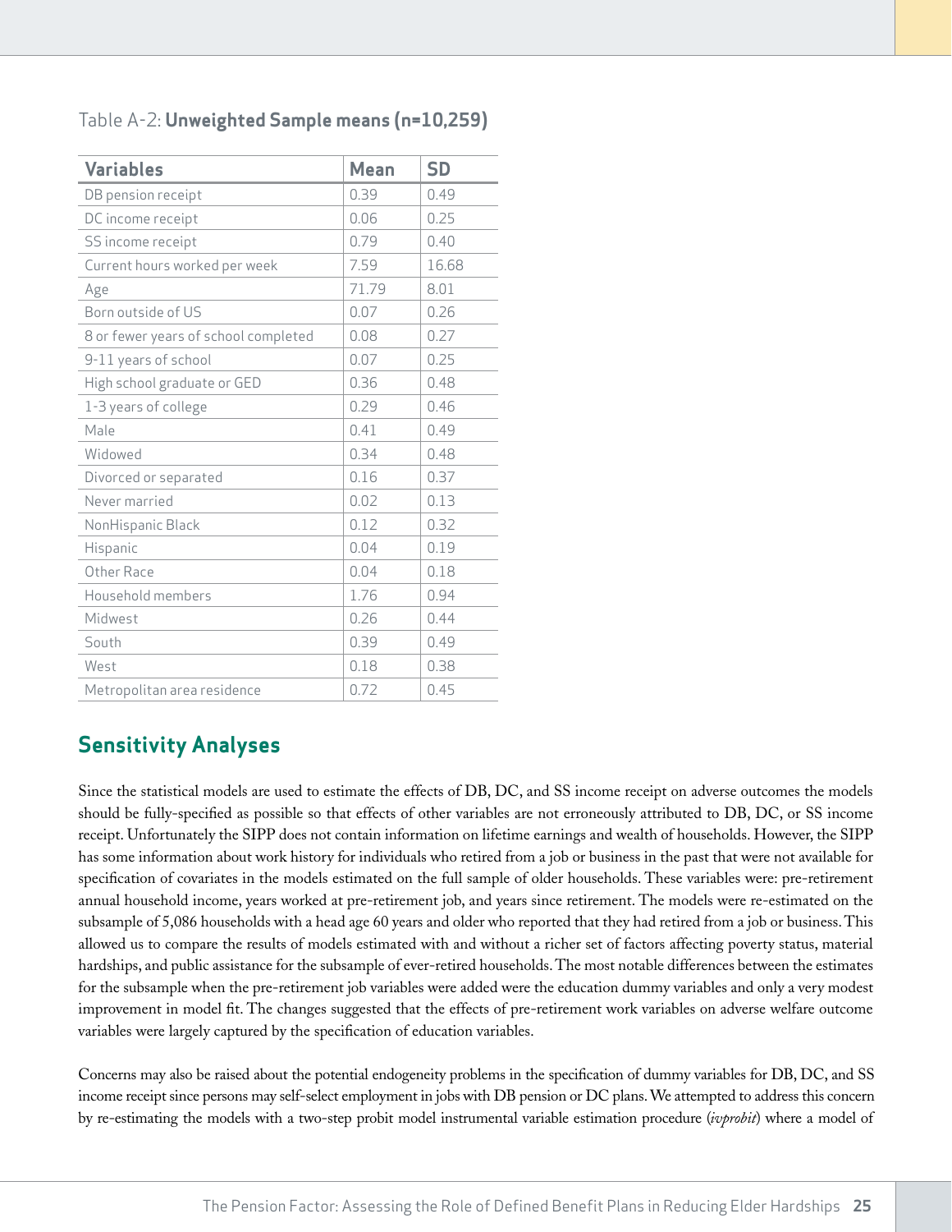Table A-2: **Unweighted Sample means (n=10,259)**

| Variables | Mean | SD |
|---|---|---|
| DB pension receipt | 0.39 | 0.49 |
| DC income receipt | 0.06 | 0.25 |
| SS income receipt | 0.79 | 0.40 |
| Current hours worked per week | 7.59 | 16.68 |
| Age | 71.79 | 8.01 |
| Born outside of US | 0.07 | 0.26 |
| 8 or fewer years of school completed | 0.08 | 0.27 |
| 9-11 years of school | 0.07 | 0.25 |
| High school graduate or GED | 0.36 | 0.48 |
| 1-3 years of college | 0.29 | 0.46 |
| Male | 0.41 | 0.49 |
| Widowed | 0.34 | 0.48 |
| Divorced or separated | 0.16 | 0.37 |
| Never married | 0.02 | 0.13 |
| NonHispanic Black | 0.12 | 0.32 |
| Hispanic | 0.04 | 0.19 |
| Other Race | 0.04 | 0.18 |
| Household members | 1.76 | 0.94 |
| Midwest | 0.26 | 0.44 |
| South | 0.39 | 0.49 |
| West | 0.18 | 0.38 |
| Metropolitan area residence | 0.72 | 0.45 |

## Sensitivity Analyses

Since the statistical models are used to estimate the effects of DB, DC, and SS income receipt on adverse outcomes the models should be fully-specified as possible so that effects of other variables are not erroneously attributed to DB, DC, or SS income receipt. Unfortunately the SIPP does not contain information on lifetime earnings and wealth of households. However, the SIPP has some information about work history for individuals who retired from a job or business in the past that were not available for specification of covariates in the models estimated on the full sample of older households. These variables were: pre-retirement annual household income, years worked at pre-retirement job, and years since retirement. The models were re-estimated on the subsample of 5,086 households with a head age 60 years and older who reported that they had retired from a job or business. This allowed us to compare the results of models estimated with and without a richer set of factors affecting poverty status, material hardships, and public assistance for the subsample of ever-retired households. The most notable differences between the estimates for the subsample when the pre-retirement job variables were added were the education dummy variables and only a very modest improvement in model fit. The changes suggested that the effects of pre-retirement work variables on adverse welfare outcome variables were largely captured by the specification of education variables.

Concerns may also be raised about the potential endogeneity problems in the specification of dummy variables for DB, DC, and SS income receipt since persons may self-select employment in jobs with DB pension or DC plans. We attempted to address this concern by re-estimating the models with a two-step probit model instrumental variable estimation procedure (*ivprobit*) where a model of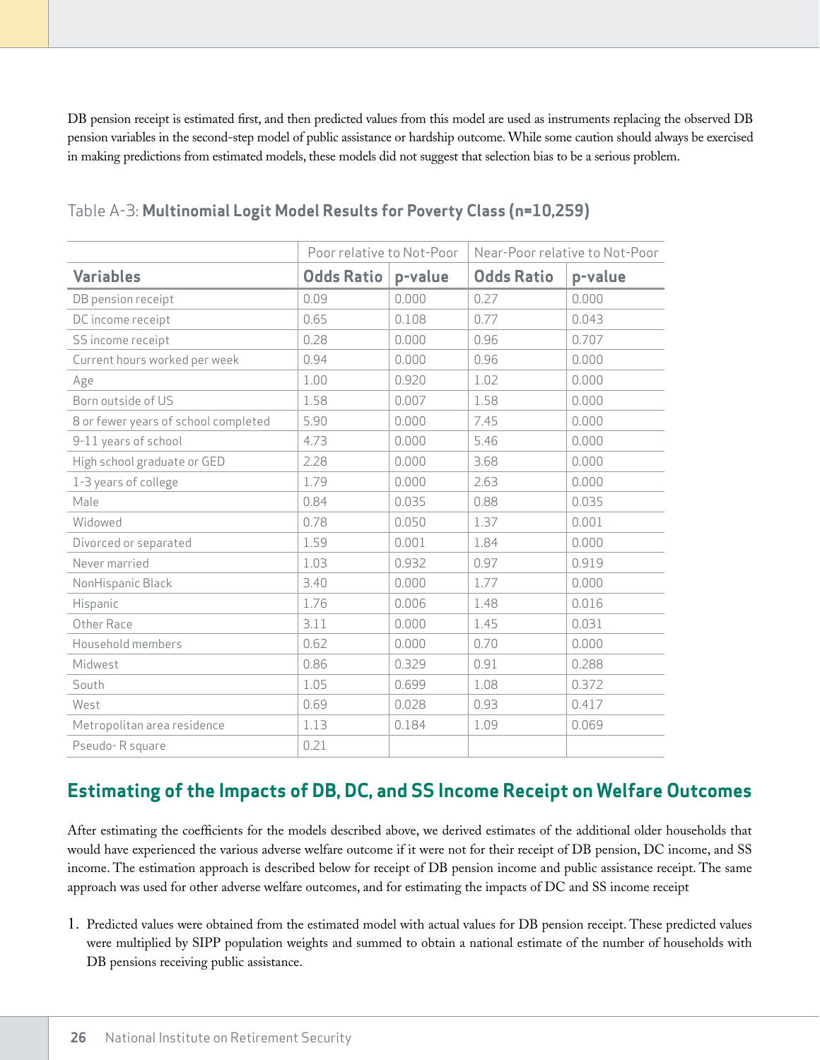DB pension receipt is estimated first, and then predicted values from this model are used as instruments replacing the observed DB pension variables in the second-step model of public assistance or hardship outcome. While some caution should always be exercised in making predictions from estimated models, these models did not suggest that selection bias to be a serious problem.

Table A-3: **Multinomial Logit Model Results for Poverty Class (n=10,259)**

| | Poor relative to Not-Poor | | Near-Poor relative to Not-Poor | |
|---|---|---|---|---|
| **Variables** | **Odds Ratio** | **p-value** | **Odds Ratio** | **p-value** |
| DB pension receipt | 0.09 | 0.000 | 0.27 | 0.000 |
| DC income receipt | 0.65 | 0.108 | 0.77 | 0.043 |
| SS income receipt | 0.28 | 0.000 | 0.96 | 0.707 |
| Current hours worked per week | 0.94 | 0.000 | 0.96 | 0.000 |
| Age | 1.00 | 0.920 | 1.02 | 0.000 |
| Born outside of US | 1.58 | 0.007 | 1.58 | 0.000 |
| 8 or fewer years of school completed | 5.90 | 0.000 | 7.45 | 0.000 |
| 9-11 years of school | 4.73 | 0.000 | 5.46 | 0.000 |
| High school graduate or GED | 2.28 | 0.000 | 3.68 | 0.000 |
| 1-3 years of college | 1.79 | 0.000 | 2.63 | 0.000 |
| Male | 0.84 | 0.035 | 0.88 | 0.035 |
| Widowed | 0.78 | 0.050 | 1.37 | 0.001 |
| Divorced or separated | 1.59 | 0.001 | 1.84 | 0.000 |
| Never married | 1.03 | 0.932 | 0.97 | 0.919 |
| NonHispanic Black | 3.40 | 0.000 | 1.77 | 0.000 |
| Hispanic | 1.76 | 0.006 | 1.48 | 0.016 |
| Other Race | 3.11 | 0.000 | 1.45 | 0.031 |
| Household members | 0.62 | 0.000 | 0.70 | 0.000 |
| Midwest | 0.86 | 0.329 | 0.91 | 0.288 |
| South | 1.05 | 0.699 | 1.08 | 0.372 |
| West | 0.69 | 0.028 | 0.93 | 0.417 |
| Metropolitan area residence | 1.13 | 0.184 | 1.09 | 0.069 |
| Pseudo- R square | 0.21 | | | |

## Estimating of the Impacts of DB, DC, and SS Income Receipt on Welfare Outcomes

After estimating the coefficients for the models described above, we derived estimates of the additional older households that would have experienced the various adverse welfare outcome if it were not for their receipt of DB pension, DC income, and SS income. The estimation approach is described below for receipt of DB pension income and public assistance receipt. The same approach was used for other adverse welfare outcomes, and for estimating the impacts of DC and SS income receipt

1. Predicted values were obtained from the estimated model with actual values for DB pension receipt. These predicted values were multiplied by SIPP population weights and summed to obtain a national estimate of the number of households with DB pensions receiving public assistance.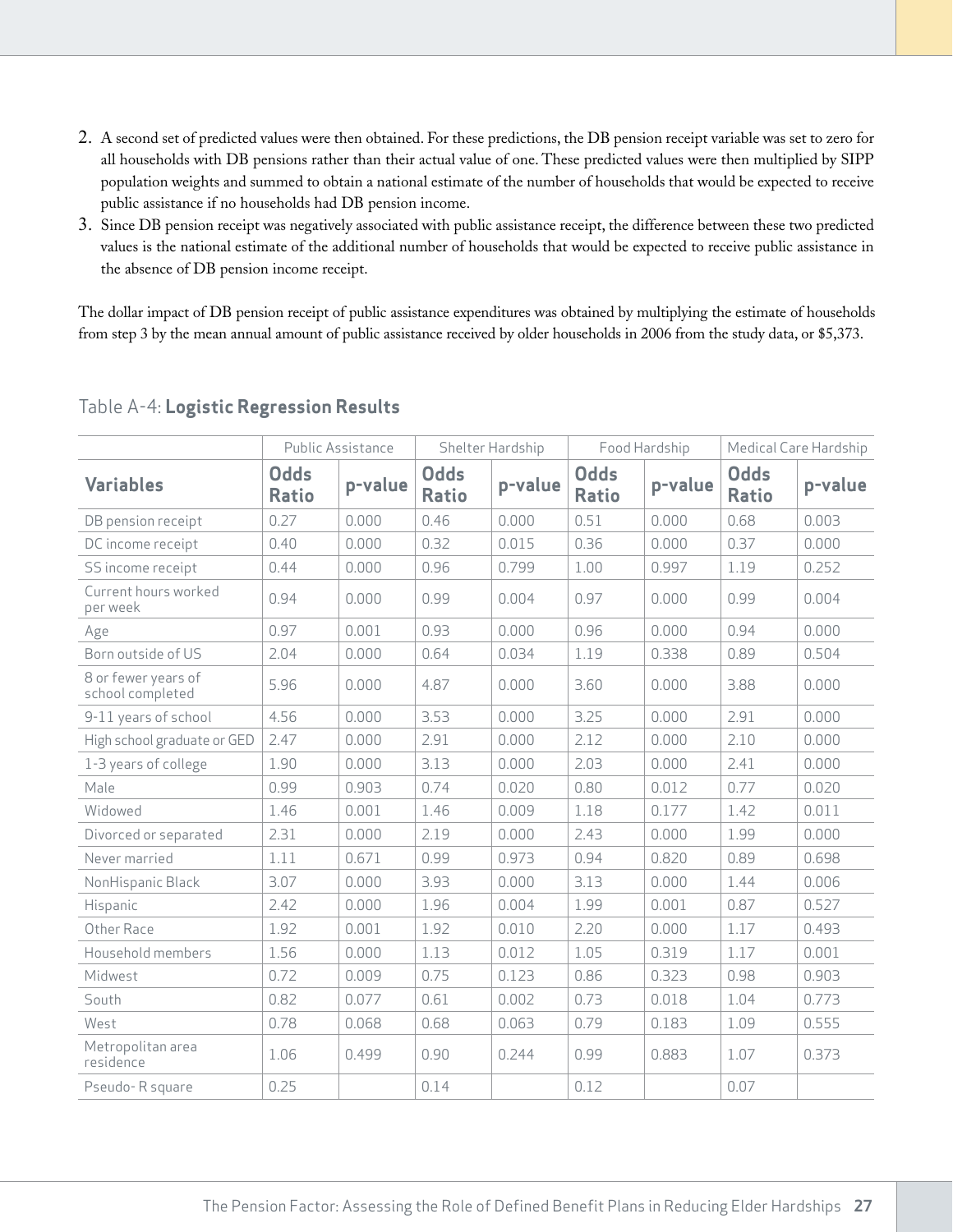2. A second set of predicted values were then obtained. For these predictions, the DB pension receipt variable was set to zero for all households with DB pensions rather than their actual value of one. These predicted values were then multiplied by SIPP population weights and summed to obtain a national estimate of the number of households that would be expected to receive public assistance if no households had DB pension income.
3. Since DB pension receipt was negatively associated with public assistance receipt, the difference between these two predicted values is the national estimate of the additional number of households that would be expected to receive public assistance in the absence of DB pension income receipt.

The dollar impact of DB pension receipt of public assistance expenditures was obtained by multiplying the estimate of households from step 3 by the mean annual amount of public assistance received by older households in 2006 from the study data, or $5,373.

## Table A-4: **Logistic Regression Results**

| | Public Assistance | | Shelter Hardship | | Food Hardship | | Medical Care Hardship | |
|---|---|---|---|---|---|---|---|---|
| **Variables** | **Odds Ratio** | **p-value** | **Odds Ratio** | **p-value** | **Odds Ratio** | **p-value** | **Odds Ratio** | **p-value** |
| DB pension receipt | 0.27 | 0.000 | 0.46 | 0.000 | 0.51 | 0.000 | 0.68 | 0.003 |
| DC income receipt | 0.40 | 0.000 | 0.32 | 0.015 | 0.36 | 0.000 | 0.37 | 0.000 |
| SS income receipt | 0.44 | 0.000 | 0.96 | 0.799 | 1.00 | 0.997 | 1.19 | 0.252 |
| Current hours worked per week | 0.94 | 0.000 | 0.99 | 0.004 | 0.97 | 0.000 | 0.99 | 0.004 |
| Age | 0.97 | 0.001 | 0.93 | 0.000 | 0.96 | 0.000 | 0.94 | 0.000 |
| Born outside of US | 2.04 | 0.000 | 0.64 | 0.034 | 1.19 | 0.338 | 0.89 | 0.504 |
| 8 or fewer years of school completed | 5.96 | 0.000 | 4.87 | 0.000 | 3.60 | 0.000 | 3.88 | 0.000 |
| 9-11 years of school | 4.56 | 0.000 | 3.53 | 0.000 | 3.25 | 0.000 | 2.91 | 0.000 |
| High school graduate or GED | 2.47 | 0.000 | 2.91 | 0.000 | 2.12 | 0.000 | 2.10 | 0.000 |
| 1-3 years of college | 1.90 | 0.000 | 3.13 | 0.000 | 2.03 | 0.000 | 2.41 | 0.000 |
| Male | 0.99 | 0.903 | 0.74 | 0.020 | 0.80 | 0.012 | 0.77 | 0.020 |
| Widowed | 1.46 | 0.001 | 1.46 | 0.009 | 1.18 | 0.177 | 1.42 | 0.011 |
| Divorced or separated | 2.31 | 0.000 | 2.19 | 0.000 | 2.43 | 0.000 | 1.99 | 0.000 |
| Never married | 1.11 | 0.671 | 0.99 | 0.973 | 0.94 | 0.820 | 0.89 | 0.698 |
| NonHispanic Black | 3.07 | 0.000 | 3.93 | 0.000 | 3.13 | 0.000 | 1.44 | 0.006 |
| Hispanic | 2.42 | 0.000 | 1.96 | 0.004 | 1.99 | 0.001 | 0.87 | 0.527 |
| Other Race | 1.92 | 0.001 | 1.92 | 0.010 | 2.20 | 0.000 | 1.17 | 0.493 |
| Household members | 1.56 | 0.000 | 1.13 | 0.012 | 1.05 | 0.319 | 1.17 | 0.001 |
| Midwest | 0.72 | 0.009 | 0.75 | 0.123 | 0.86 | 0.323 | 0.98 | 0.903 |
| South | 0.82 | 0.077 | 0.61 | 0.002 | 0.73 | 0.018 | 1.04 | 0.773 |
| West | 0.78 | 0.068 | 0.68 | 0.063 | 0.79 | 0.183 | 1.09 | 0.555 |
| Metropolitan area residence | 1.06 | 0.499 | 0.90 | 0.244 | 0.99 | 0.883 | 1.07 | 0.373 |
| Pseudo- R square | 0.25 | | 0.14 | | 0.12 | | 0.07 | |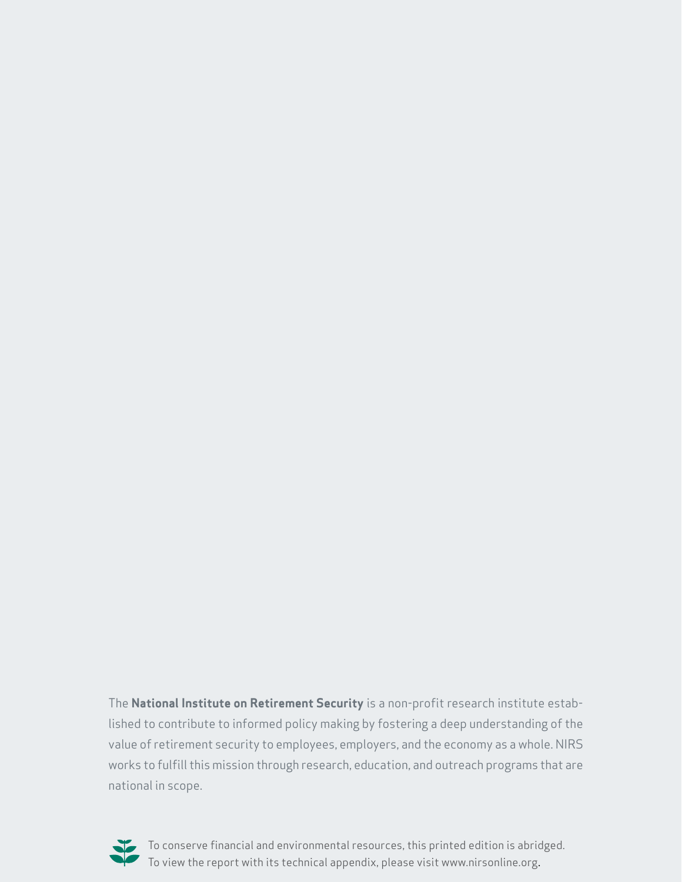The **National Institute on Retirement Security** is a non-profit research institute established to contribute to informed policy making by fostering a deep understanding of the value of retirement security to employees, employers, and the economy as a whole. NIRS works to fulfill this mission through research, education, and outreach programs that are national in scope.

To conserve financial and environmental resources, this printed edition is abridged. To view the report with its technical appendix, please visit www.nirsonline.org.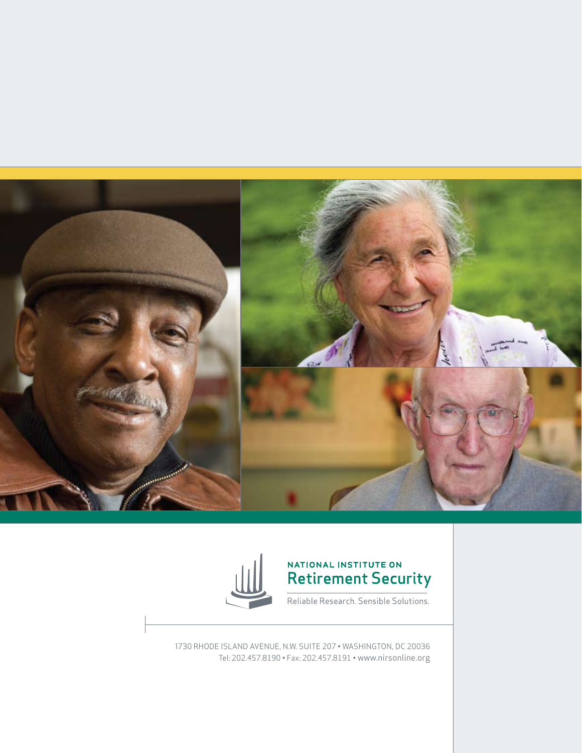NATIONAL INSTITUTE ON
Retirement Security

Reliable Research. Sensible Solutions.

1730 RHODE ISLAND AVENUE, N.W. SUITE 207 • WASHINGTON, DC 20036
Tel: 202.457.8190 • Fax: 202.457.8191 • www.nirsonline.org